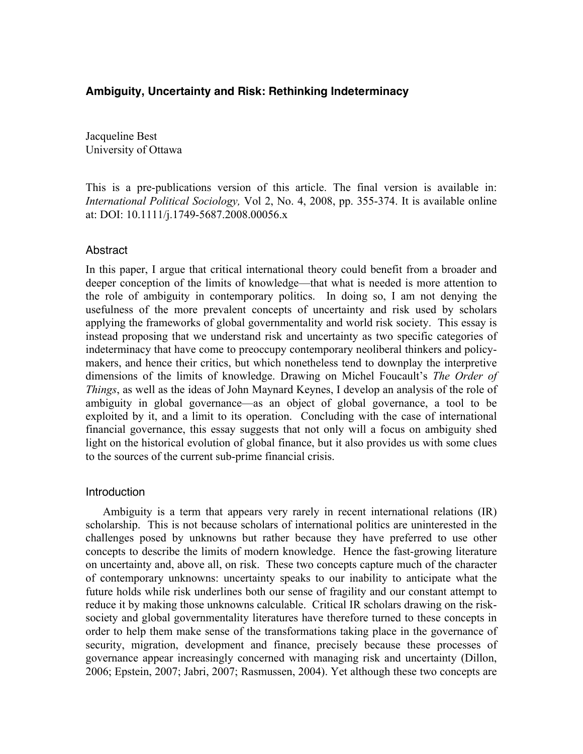## Ambiguity, Uncertainty and Risk: Rethinking Indeterminacy

Jacqueline Best
University of Ottawa

This is a pre-publications version of this article. The final version is available in: *International Political Sociology,* Vol 2, No. 4, 2008, pp. 355-374. It is available online at: DOI: 10.1111/j.1749-5687.2008.00056.x

### Abstract

In this paper, I argue that critical international theory could benefit from a broader and deeper conception of the limits of knowledge—that what is needed is more attention to the role of ambiguity in contemporary politics. In doing so, I am not denying the usefulness of the more prevalent concepts of uncertainty and risk used by scholars applying the frameworks of global governmentality and world risk society. This essay is instead proposing that we understand risk and uncertainty as two specific categories of indeterminacy that have come to preoccupy contemporary neoliberal thinkers and policy-makers, and hence their critics, but which nonetheless tend to downplay the interpretive dimensions of the limits of knowledge. Drawing on Michel Foucault's *The Order of Things*, as well as the ideas of John Maynard Keynes, I develop an analysis of the role of ambiguity in global governance—as an object of global governance, a tool to be exploited by it, and a limit to its operation. Concluding with the case of international financial governance, this essay suggests that not only will a focus on ambiguity shed light on the historical evolution of global finance, but it also provides us with some clues to the sources of the current sub-prime financial crisis.

### Introduction

Ambiguity is a term that appears very rarely in recent international relations (IR) scholarship. This is not because scholars of international politics are uninterested in the challenges posed by unknowns but rather because they have preferred to use other concepts to describe the limits of modern knowledge. Hence the fast-growing literature on uncertainty and, above all, on risk. These two concepts capture much of the character of contemporary unknowns: uncertainty speaks to our inability to anticipate what the future holds while risk underlines both our sense of fragility and our constant attempt to reduce it by making those unknowns calculable. Critical IR scholars drawing on the risk-society and global governmentality literatures have therefore turned to these concepts in order to help them make sense of the transformations taking place in the governance of security, migration, development and finance, precisely because these processes of governance appear increasingly concerned with managing risk and uncertainty (Dillon, 2006; Epstein, 2007; Jabri, 2007; Rasmussen, 2004). Yet although these two concepts are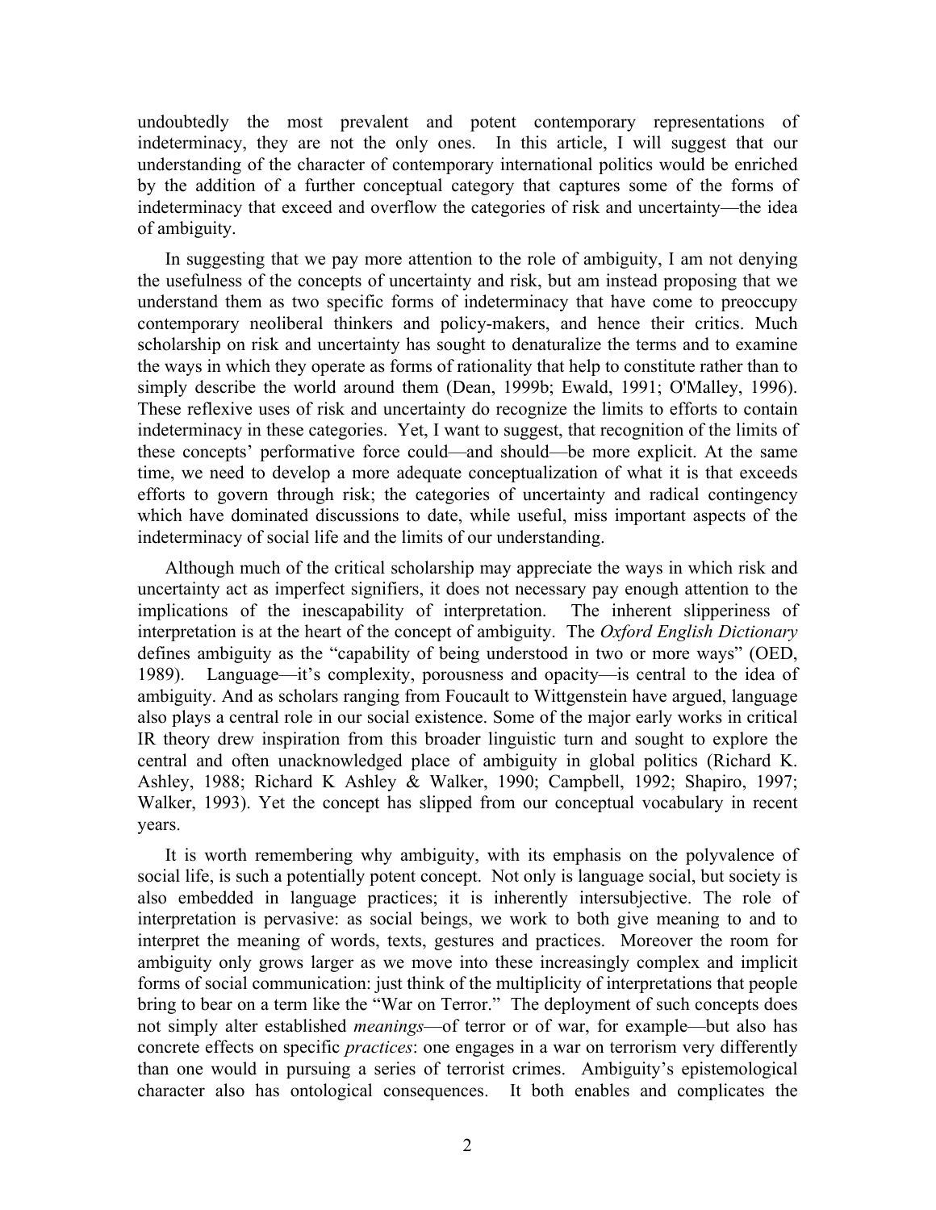undoubtedly the most prevalent and potent contemporary representations of indeterminacy, they are not the only ones. In this article, I will suggest that our understanding of the character of contemporary international politics would be enriched by the addition of a further conceptual category that captures some of the forms of indeterminacy that exceed and overflow the categories of risk and uncertainty—the idea of ambiguity.

In suggesting that we pay more attention to the role of ambiguity, I am not denying the usefulness of the concepts of uncertainty and risk, but am instead proposing that we understand them as two specific forms of indeterminacy that have come to preoccupy contemporary neoliberal thinkers and policy-makers, and hence their critics. Much scholarship on risk and uncertainty has sought to denaturalize the terms and to examine the ways in which they operate as forms of rationality that help to constitute rather than to simply describe the world around them (Dean, 1999b; Ewald, 1991; O'Malley, 1996). These reflexive uses of risk and uncertainty do recognize the limits to efforts to contain indeterminacy in these categories. Yet, I want to suggest, that recognition of the limits of these concepts' performative force could—and should—be more explicit. At the same time, we need to develop a more adequate conceptualization of what it is that exceeds efforts to govern through risk; the categories of uncertainty and radical contingency which have dominated discussions to date, while useful, miss important aspects of the indeterminacy of social life and the limits of our understanding.

Although much of the critical scholarship may appreciate the ways in which risk and uncertainty act as imperfect signifiers, it does not necessary pay enough attention to the implications of the inescapability of interpretation. The inherent slipperiness of interpretation is at the heart of the concept of ambiguity. The *Oxford English Dictionary* defines ambiguity as the "capability of being understood in two or more ways" (OED, 1989). Language—it's complexity, porousness and opacity—is central to the idea of ambiguity. And as scholars ranging from Foucault to Wittgenstein have argued, language also plays a central role in our social existence. Some of the major early works in critical IR theory drew inspiration from this broader linguistic turn and sought to explore the central and often unacknowledged place of ambiguity in global politics (Richard K. Ashley, 1988; Richard K Ashley & Walker, 1990; Campbell, 1992; Shapiro, 1997; Walker, 1993). Yet the concept has slipped from our conceptual vocabulary in recent years.

It is worth remembering why ambiguity, with its emphasis on the polyvalence of social life, is such a potentially potent concept. Not only is language social, but society is also embedded in language practices; it is inherently intersubjective. The role of interpretation is pervasive: as social beings, we work to both give meaning to and to interpret the meaning of words, texts, gestures and practices. Moreover the room for ambiguity only grows larger as we move into these increasingly complex and implicit forms of social communication: just think of the multiplicity of interpretations that people bring to bear on a term like the "War on Terror." The deployment of such concepts does not simply alter established *meanings*—of terror or of war, for example—but also has concrete effects on specific *practices*: one engages in a war on terrorism very differently than one would in pursuing a series of terrorist crimes. Ambiguity's epistemological character also has ontological consequences. It both enables and complicates the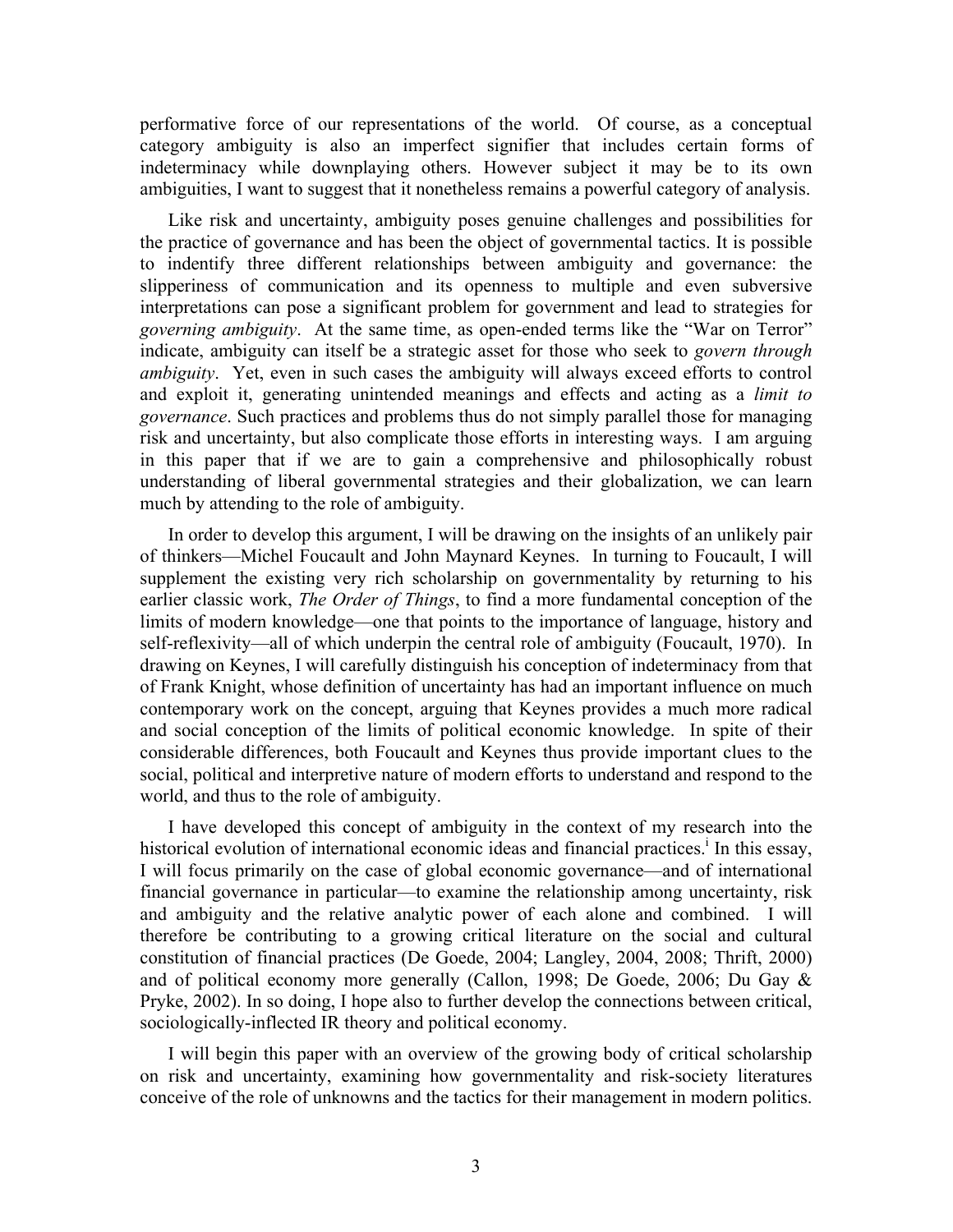performative force of our representations of the world. Of course, as a conceptual category ambiguity is also an imperfect signifier that includes certain forms of indeterminacy while downplaying others. However subject it may be to its own ambiguities, I want to suggest that it nonetheless remains a powerful category of analysis.

Like risk and uncertainty, ambiguity poses genuine challenges and possibilities for the practice of governance and has been the object of governmental tactics. It is possible to indentify three different relationships between ambiguity and governance: the slipperiness of communication and its openness to multiple and even subversive interpretations can pose a significant problem for government and lead to strategies for *governing ambiguity*. At the same time, as open-ended terms like the "War on Terror" indicate, ambiguity can itself be a strategic asset for those who seek to *govern through ambiguity*. Yet, even in such cases the ambiguity will always exceed efforts to control and exploit it, generating unintended meanings and effects and acting as a *limit to governance*. Such practices and problems thus do not simply parallel those for managing risk and uncertainty, but also complicate those efforts in interesting ways. I am arguing in this paper that if we are to gain a comprehensive and philosophically robust understanding of liberal governmental strategies and their globalization, we can learn much by attending to the role of ambiguity.

In order to develop this argument, I will be drawing on the insights of an unlikely pair of thinkers—Michel Foucault and John Maynard Keynes. In turning to Foucault, I will supplement the existing very rich scholarship on governmentality by returning to his earlier classic work, *The Order of Things*, to find a more fundamental conception of the limits of modern knowledge—one that points to the importance of language, history and self-reflexivity—all of which underpin the central role of ambiguity (Foucault, 1970). In drawing on Keynes, I will carefully distinguish his conception of indeterminacy from that of Frank Knight, whose definition of uncertainty has had an important influence on much contemporary work on the concept, arguing that Keynes provides a much more radical and social conception of the limits of political economic knowledge. In spite of their considerable differences, both Foucault and Keynes thus provide important clues to the social, political and interpretive nature of modern efforts to understand and respond to the world, and thus to the role of ambiguity.

I have developed this concept of ambiguity in the context of my research into the historical evolution of international economic ideas and financial practices.[i] In this essay, I will focus primarily on the case of global economic governance—and of international financial governance in particular—to examine the relationship among uncertainty, risk and ambiguity and the relative analytic power of each alone and combined. I will therefore be contributing to a growing critical literature on the social and cultural constitution of financial practices (De Goede, 2004; Langley, 2004, 2008; Thrift, 2000) and of political economy more generally (Callon, 1998; De Goede, 2006; Du Gay & Pryke, 2002). In so doing, I hope also to further develop the connections between critical, sociologically-inflected IR theory and political economy.

I will begin this paper with an overview of the growing body of critical scholarship on risk and uncertainty, examining how governmentality and risk-society literatures conceive of the role of unknowns and the tactics for their management in modern politics.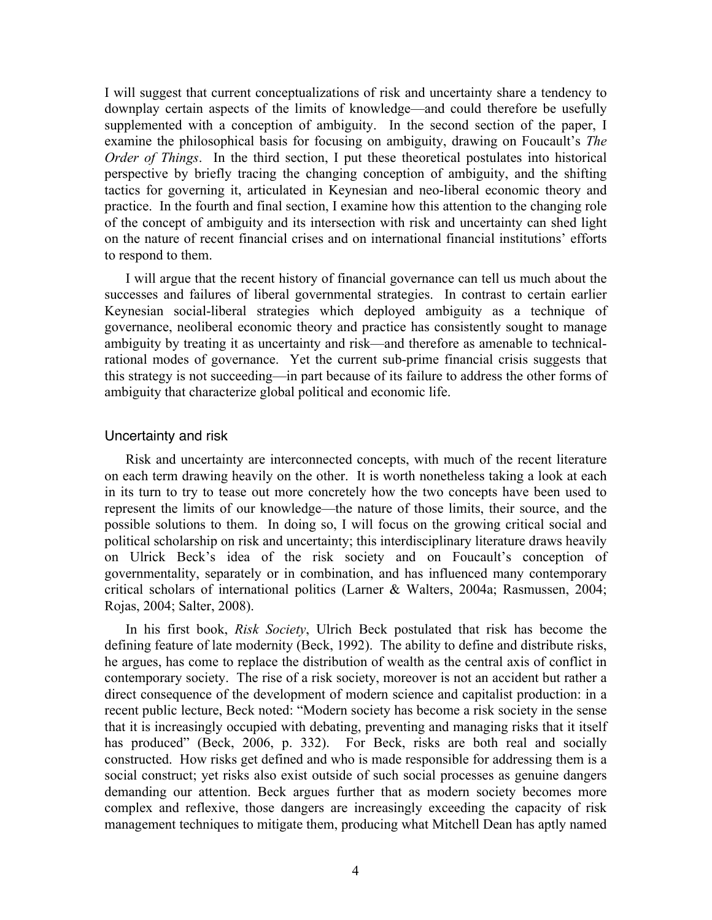I will suggest that current conceptualizations of risk and uncertainty share a tendency to downplay certain aspects of the limits of knowledge—and could therefore be usefully supplemented with a conception of ambiguity. In the second section of the paper, I examine the philosophical basis for focusing on ambiguity, drawing on Foucault's *The Order of Things*. In the third section, I put these theoretical postulates into historical perspective by briefly tracing the changing conception of ambiguity, and the shifting tactics for governing it, articulated in Keynesian and neo-liberal economic theory and practice. In the fourth and final section, I examine how this attention to the changing role of the concept of ambiguity and its intersection with risk and uncertainty can shed light on the nature of recent financial crises and on international financial institutions' efforts to respond to them.

I will argue that the recent history of financial governance can tell us much about the successes and failures of liberal governmental strategies. In contrast to certain earlier Keynesian social-liberal strategies which deployed ambiguity as a technique of governance, neoliberal economic theory and practice has consistently sought to manage ambiguity by treating it as uncertainty and risk—and therefore as amenable to technical-rational modes of governance. Yet the current sub-prime financial crisis suggests that this strategy is not succeeding—in part because of its failure to address the other forms of ambiguity that characterize global political and economic life.

## Uncertainty and risk

Risk and uncertainty are interconnected concepts, with much of the recent literature on each term drawing heavily on the other. It is worth nonetheless taking a look at each in its turn to try to tease out more concretely how the two concepts have been used to represent the limits of our knowledge—the nature of those limits, their source, and the possible solutions to them. In doing so, I will focus on the growing critical social and political scholarship on risk and uncertainty; this interdisciplinary literature draws heavily on Ulrick Beck's idea of the risk society and on Foucault's conception of governmentality, separately or in combination, and has influenced many contemporary critical scholars of international politics (Larner & Walters, 2004a; Rasmussen, 2004; Rojas, 2004; Salter, 2008).

In his first book, *Risk Society*, Ulrich Beck postulated that risk has become the defining feature of late modernity (Beck, 1992). The ability to define and distribute risks, he argues, has come to replace the distribution of wealth as the central axis of conflict in contemporary society. The rise of a risk society, moreover is not an accident but rather a direct consequence of the development of modern science and capitalist production: in a recent public lecture, Beck noted: "Modern society has become a risk society in the sense that it is increasingly occupied with debating, preventing and managing risks that it itself has produced" (Beck, 2006, p. 332). For Beck, risks are both real and socially constructed. How risks get defined and who is made responsible for addressing them is a social construct; yet risks also exist outside of such social processes as genuine dangers demanding our attention. Beck argues further that as modern society becomes more complex and reflexive, those dangers are increasingly exceeding the capacity of risk management techniques to mitigate them, producing what Mitchell Dean has aptly named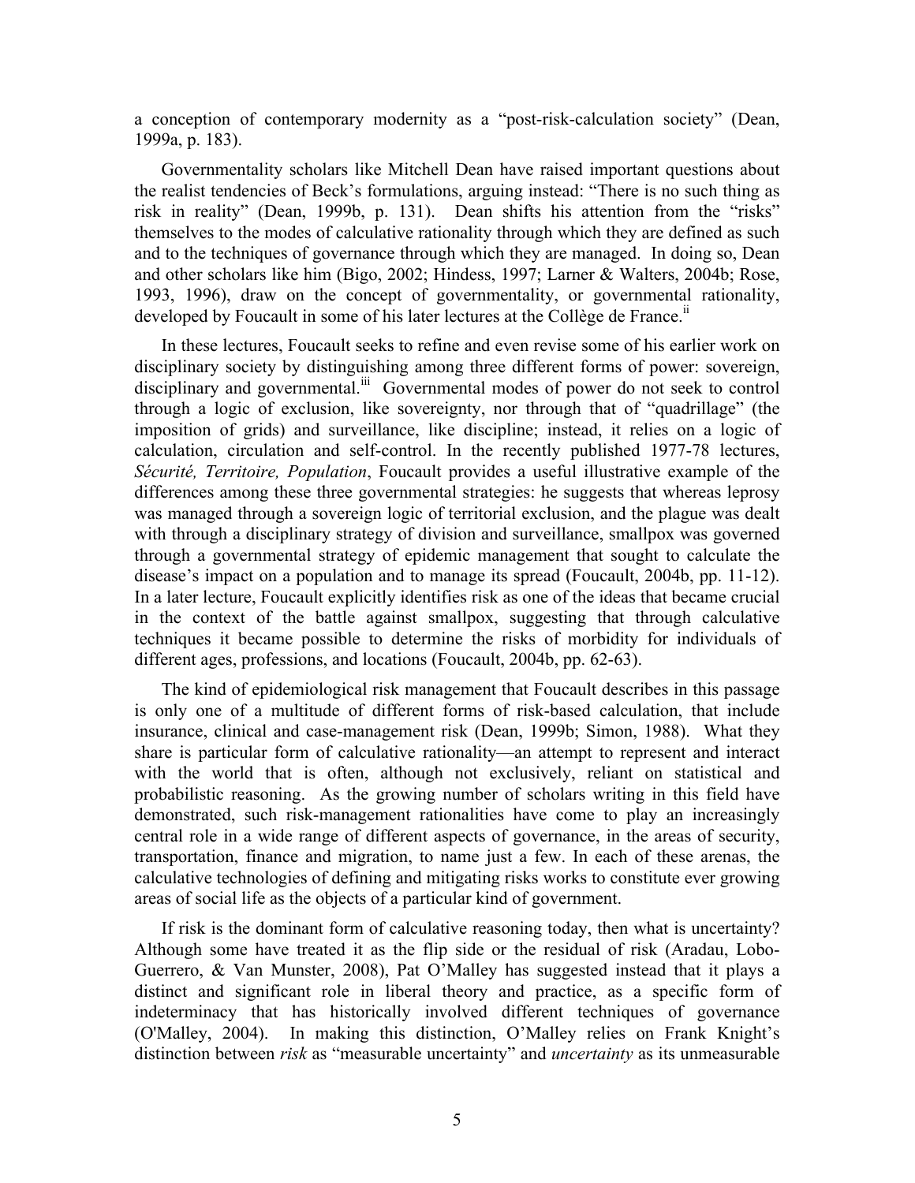a conception of contemporary modernity as a "post-risk-calculation society" (Dean, 1999a, p. 183).

Governmentality scholars like Mitchell Dean have raised important questions about the realist tendencies of Beck's formulations, arguing instead: "There is no such thing as risk in reality" (Dean, 1999b, p. 131). Dean shifts his attention from the "risks" themselves to the modes of calculative rationality through which they are defined as such and to the techniques of governance through which they are managed. In doing so, Dean and other scholars like him (Bigo, 2002; Hindess, 1997; Larner & Walters, 2004b; Rose, 1993, 1996), draw on the concept of governmentality, or governmental rationality, developed by Foucault in some of his later lectures at the Collège de France.[ii]

In these lectures, Foucault seeks to refine and even revise some of his earlier work on disciplinary society by distinguishing among three different forms of power: sovereign, disciplinary and governmental.[iii] Governmental modes of power do not seek to control through a logic of exclusion, like sovereignty, nor through that of "quadrillage" (the imposition of grids) and surveillance, like discipline; instead, it relies on a logic of calculation, circulation and self-control. In the recently published 1977-78 lectures, *Sécurité, Territoire, Population*, Foucault provides a useful illustrative example of the differences among these three governmental strategies: he suggests that whereas leprosy was managed through a sovereign logic of territorial exclusion, and the plague was dealt with through a disciplinary strategy of division and surveillance, smallpox was governed through a governmental strategy of epidemic management that sought to calculate the disease's impact on a population and to manage its spread (Foucault, 2004b, pp. 11-12). In a later lecture, Foucault explicitly identifies risk as one of the ideas that became crucial in the context of the battle against smallpox, suggesting that through calculative techniques it became possible to determine the risks of morbidity for individuals of different ages, professions, and locations (Foucault, 2004b, pp. 62-63).

The kind of epidemiological risk management that Foucault describes in this passage is only one of a multitude of different forms of risk-based calculation, that include insurance, clinical and case-management risk (Dean, 1999b; Simon, 1988). What they share is particular form of calculative rationality—an attempt to represent and interact with the world that is often, although not exclusively, reliant on statistical and probabilistic reasoning. As the growing number of scholars writing in this field have demonstrated, such risk-management rationalities have come to play an increasingly central role in a wide range of different aspects of governance, in the areas of security, transportation, finance and migration, to name just a few. In each of these arenas, the calculative technologies of defining and mitigating risks works to constitute ever growing areas of social life as the objects of a particular kind of government.

If risk is the dominant form of calculative reasoning today, then what is uncertainty? Although some have treated it as the flip side or the residual of risk (Aradau, Lobo-Guerrero, & Van Munster, 2008), Pat O'Malley has suggested instead that it plays a distinct and significant role in liberal theory and practice, as a specific form of indeterminacy that has historically involved different techniques of governance (O'Malley, 2004). In making this distinction, O'Malley relies on Frank Knight's distinction between *risk* as "measurable uncertainty" and *uncertainty* as its unmeasurable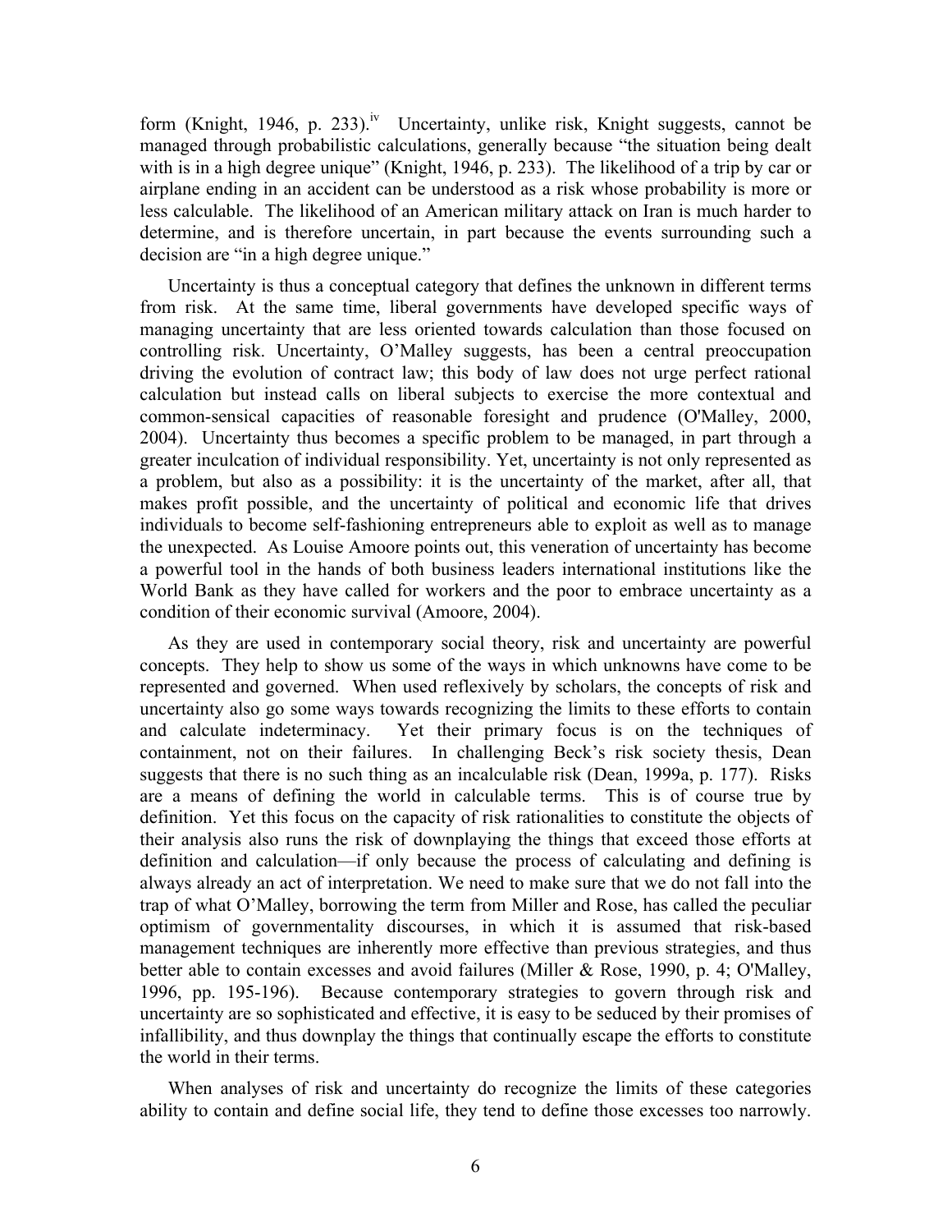form (Knight, 1946, p. 233).[iv] Uncertainty, unlike risk, Knight suggests, cannot be managed through probabilistic calculations, generally because "the situation being dealt with is in a high degree unique" (Knight, 1946, p. 233). The likelihood of a trip by car or airplane ending in an accident can be understood as a risk whose probability is more or less calculable. The likelihood of an American military attack on Iran is much harder to determine, and is therefore uncertain, in part because the events surrounding such a decision are "in a high degree unique."

Uncertainty is thus a conceptual category that defines the unknown in different terms from risk. At the same time, liberal governments have developed specific ways of managing uncertainty that are less oriented towards calculation than those focused on controlling risk. Uncertainty, O'Malley suggests, has been a central preoccupation driving the evolution of contract law; this body of law does not urge perfect rational calculation but instead calls on liberal subjects to exercise the more contextual and common-sensical capacities of reasonable foresight and prudence (O'Malley, 2000, 2004). Uncertainty thus becomes a specific problem to be managed, in part through a greater inculcation of individual responsibility. Yet, uncertainty is not only represented as a problem, but also as a possibility: it is the uncertainty of the market, after all, that makes profit possible, and the uncertainty of political and economic life that drives individuals to become self-fashioning entrepreneurs able to exploit as well as to manage the unexpected. As Louise Amoore points out, this veneration of uncertainty has become a powerful tool in the hands of both business leaders international institutions like the World Bank as they have called for workers and the poor to embrace uncertainty as a condition of their economic survival (Amoore, 2004).

As they are used in contemporary social theory, risk and uncertainty are powerful concepts. They help to show us some of the ways in which unknowns have come to be represented and governed. When used reflexively by scholars, the concepts of risk and uncertainty also go some ways towards recognizing the limits to these efforts to contain and calculate indeterminacy. Yet their primary focus is on the techniques of containment, not on their failures. In challenging Beck's risk society thesis, Dean suggests that there is no such thing as an incalculable risk (Dean, 1999a, p. 177). Risks are a means of defining the world in calculable terms. This is of course true by definition. Yet this focus on the capacity of risk rationalities to constitute the objects of their analysis also runs the risk of downplaying the things that exceed those efforts at definition and calculation—if only because the process of calculating and defining is always already an act of interpretation. We need to make sure that we do not fall into the trap of what O'Malley, borrowing the term from Miller and Rose, has called the peculiar optimism of governmentality discourses, in which it is assumed that risk-based management techniques are inherently more effective than previous strategies, and thus better able to contain excesses and avoid failures (Miller & Rose, 1990, p. 4; O'Malley, 1996, pp. 195-196). Because contemporary strategies to govern through risk and uncertainty are so sophisticated and effective, it is easy to be seduced by their promises of infallibility, and thus downplay the things that continually escape the efforts to constitute the world in their terms.

When analyses of risk and uncertainty do recognize the limits of these categories ability to contain and define social life, they tend to define those excesses too narrowly.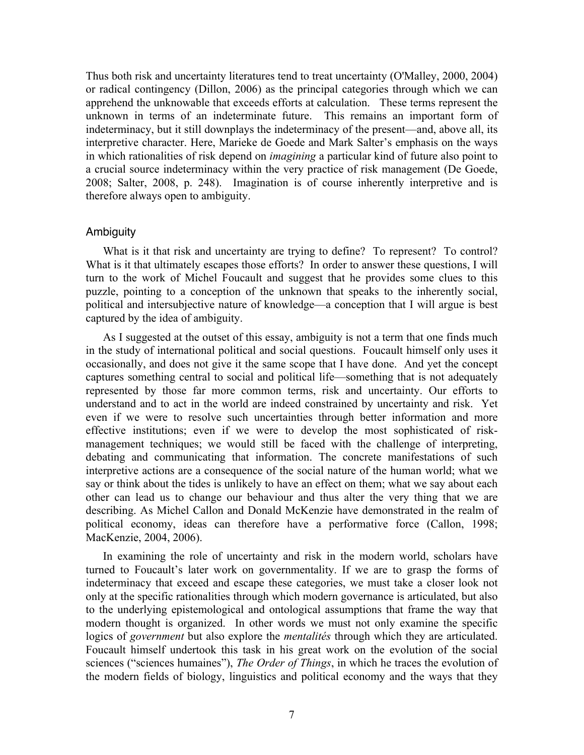Thus both risk and uncertainty literatures tend to treat uncertainty (O'Malley, 2000, 2004) or radical contingency (Dillon, 2006) as the principal categories through which we can apprehend the unknowable that exceeds efforts at calculation. These terms represent the unknown in terms of an indeterminate future. This remains an important form of indeterminacy, but it still downplays the indeterminacy of the present—and, above all, its interpretive character. Here, Marieke de Goede and Mark Salter's emphasis on the ways in which rationalities of risk depend on *imagining* a particular kind of future also point to a crucial source indeterminacy within the very practice of risk management (De Goede, 2008; Salter, 2008, p. 248). Imagination is of course inherently interpretive and is therefore always open to ambiguity.

## Ambiguity

What is it that risk and uncertainty are trying to define? To represent? To control? What is it that ultimately escapes those efforts? In order to answer these questions, I will turn to the work of Michel Foucault and suggest that he provides some clues to this puzzle, pointing to a conception of the unknown that speaks to the inherently social, political and intersubjective nature of knowledge—a conception that I will argue is best captured by the idea of ambiguity.

As I suggested at the outset of this essay, ambiguity is not a term that one finds much in the study of international political and social questions. Foucault himself only uses it occasionally, and does not give it the same scope that I have done. And yet the concept captures something central to social and political life—something that is not adequately represented by those far more common terms, risk and uncertainty. Our efforts to understand and to act in the world are indeed constrained by uncertainty and risk. Yet even if we were to resolve such uncertainties through better information and more effective institutions; even if we were to develop the most sophisticated of risk-management techniques; we would still be faced with the challenge of interpreting, debating and communicating that information. The concrete manifestations of such interpretive actions are a consequence of the social nature of the human world; what we say or think about the tides is unlikely to have an effect on them; what we say about each other can lead us to change our behaviour and thus alter the very thing that we are describing. As Michel Callon and Donald McKenzie have demonstrated in the realm of political economy, ideas can therefore have a performative force (Callon, 1998; MacKenzie, 2004, 2006).

In examining the role of uncertainty and risk in the modern world, scholars have turned to Foucault's later work on governmentality. If we are to grasp the forms of indeterminacy that exceed and escape these categories, we must take a closer look not only at the specific rationalities through which modern governance is articulated, but also to the underlying epistemological and ontological assumptions that frame the way that modern thought is organized. In other words we must not only examine the specific logics of *government* but also explore the *mentalités* through which they are articulated. Foucault himself undertook this task in his great work on the evolution of the social sciences ("sciences humaines"), *The Order of Things*, in which he traces the evolution of the modern fields of biology, linguistics and political economy and the ways that they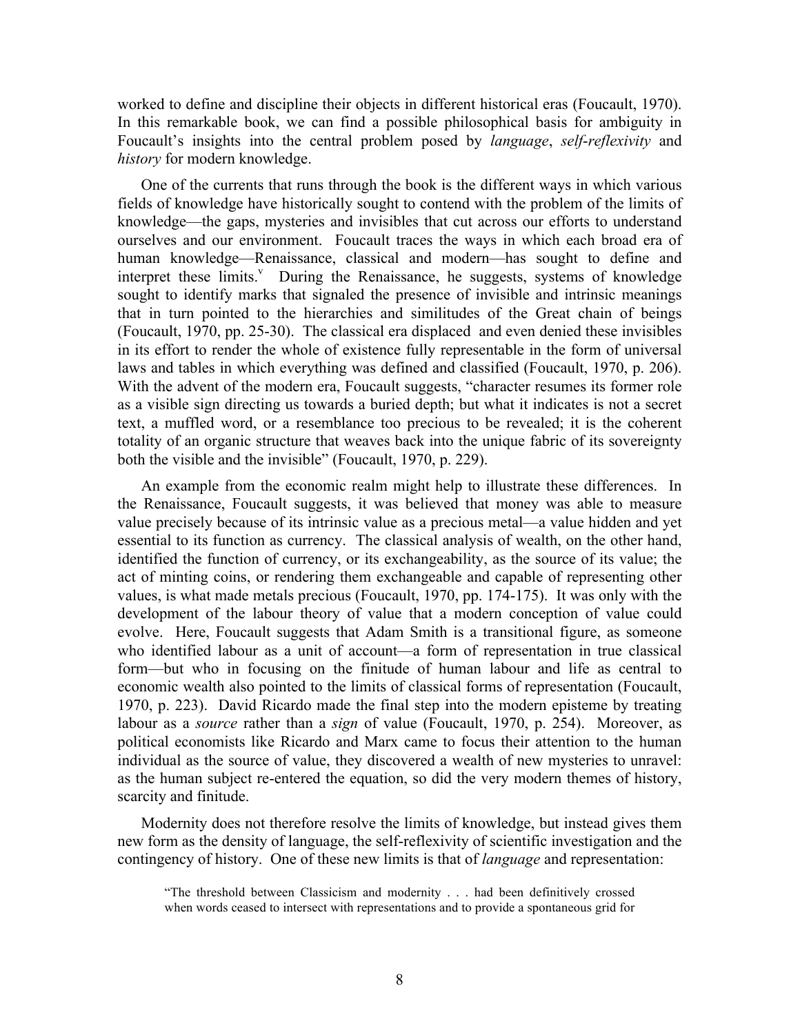worked to define and discipline their objects in different historical eras (Foucault, 1970). In this remarkable book, we can find a possible philosophical basis for ambiguity in Foucault's insights into the central problem posed by *language*, *self-reflexivity* and *history* for modern knowledge.

One of the currents that runs through the book is the different ways in which various fields of knowledge have historically sought to contend with the problem of the limits of knowledge—the gaps, mysteries and invisibles that cut across our efforts to understand ourselves and our environment. Foucault traces the ways in which each broad era of human knowledge—Renaissance, classical and modern—has sought to define and interpret these limits.[v] During the Renaissance, he suggests, systems of knowledge sought to identify marks that signaled the presence of invisible and intrinsic meanings that in turn pointed to the hierarchies and similitudes of the Great chain of beings (Foucault, 1970, pp. 25-30). The classical era displaced and even denied these invisibles in its effort to render the whole of existence fully representable in the form of universal laws and tables in which everything was defined and classified (Foucault, 1970, p. 206). With the advent of the modern era, Foucault suggests, "character resumes its former role as a visible sign directing us towards a buried depth; but what it indicates is not a secret text, a muffled word, or a resemblance too precious to be revealed; it is the coherent totality of an organic structure that weaves back into the unique fabric of its sovereignty both the visible and the invisible" (Foucault, 1970, p. 229).

An example from the economic realm might help to illustrate these differences. In the Renaissance, Foucault suggests, it was believed that money was able to measure value precisely because of its intrinsic value as a precious metal—a value hidden and yet essential to its function as currency. The classical analysis of wealth, on the other hand, identified the function of currency, or its exchangeability, as the source of its value; the act of minting coins, or rendering them exchangeable and capable of representing other values, is what made metals precious (Foucault, 1970, pp. 174-175). It was only with the development of the labour theory of value that a modern conception of value could evolve. Here, Foucault suggests that Adam Smith is a transitional figure, as someone who identified labour as a unit of account—a form of representation in true classical form—but who in focusing on the finitude of human labour and life as central to economic wealth also pointed to the limits of classical forms of representation (Foucault, 1970, p. 223). David Ricardo made the final step into the modern episteme by treating labour as a *source* rather than a *sign* of value (Foucault, 1970, p. 254). Moreover, as political economists like Ricardo and Marx came to focus their attention to the human individual as the source of value, they discovered a wealth of new mysteries to unravel: as the human subject re-entered the equation, so did the very modern themes of history, scarcity and finitude.

Modernity does not therefore resolve the limits of knowledge, but instead gives them new form as the density of language, the self-reflexivity of scientific investigation and the contingency of history. One of these new limits is that of *language* and representation:

> "The threshold between Classicism and modernity . . . had been definitively crossed when words ceased to intersect with representations and to provide a spontaneous grid for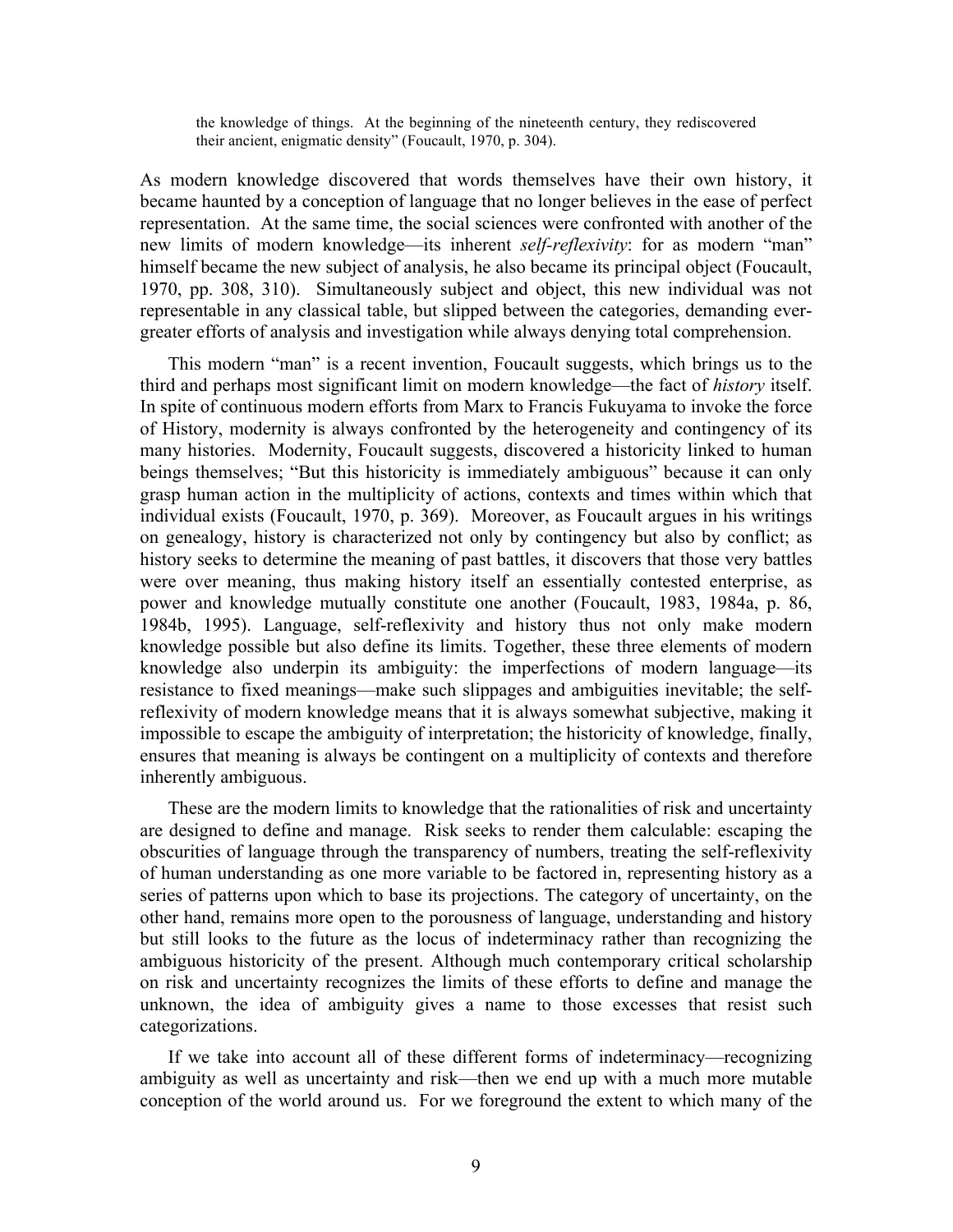> the knowledge of things. At the beginning of the nineteenth century, they rediscovered their ancient, enigmatic density" (Foucault, 1970, p. 304).

As modern knowledge discovered that words themselves have their own history, it became haunted by a conception of language that no longer believes in the ease of perfect representation. At the same time, the social sciences were confronted with another of the new limits of modern knowledge—its inherent *self-reflexivity*: for as modern "man" himself became the new subject of analysis, he also became its principal object (Foucault, 1970, pp. 308, 310). Simultaneously subject and object, this new individual was not representable in any classical table, but slipped between the categories, demanding ever-greater efforts of analysis and investigation while always denying total comprehension.

This modern "man" is a recent invention, Foucault suggests, which brings us to the third and perhaps most significant limit on modern knowledge—the fact of *history* itself. In spite of continuous modern efforts from Marx to Francis Fukuyama to invoke the force of History, modernity is always confronted by the heterogeneity and contingency of its many histories. Modernity, Foucault suggests, discovered a historicity linked to human beings themselves; "But this historicity is immediately ambiguous" because it can only grasp human action in the multiplicity of actions, contexts and times within which that individual exists (Foucault, 1970, p. 369). Moreover, as Foucault argues in his writings on genealogy, history is characterized not only by contingency but also by conflict; as history seeks to determine the meaning of past battles, it discovers that those very battles were over meaning, thus making history itself an essentially contested enterprise, as power and knowledge mutually constitute one another (Foucault, 1983, 1984a, p. 86, 1984b, 1995). Language, self-reflexivity and history thus not only make modern knowledge possible but also define its limits. Together, these three elements of modern knowledge also underpin its ambiguity: the imperfections of modern language—its resistance to fixed meanings—make such slippages and ambiguities inevitable; the self-reflexivity of modern knowledge means that it is always somewhat subjective, making it impossible to escape the ambiguity of interpretation; the historicity of knowledge, finally, ensures that meaning is always be contingent on a multiplicity of contexts and therefore inherently ambiguous.

These are the modern limits to knowledge that the rationalities of risk and uncertainty are designed to define and manage. Risk seeks to render them calculable: escaping the obscurities of language through the transparency of numbers, treating the self-reflexivity of human understanding as one more variable to be factored in, representing history as a series of patterns upon which to base its projections. The category of uncertainty, on the other hand, remains more open to the porousness of language, understanding and history but still looks to the future as the locus of indeterminacy rather than recognizing the ambiguous historicity of the present. Although much contemporary critical scholarship on risk and uncertainty recognizes the limits of these efforts to define and manage the unknown, the idea of ambiguity gives a name to those excesses that resist such categorizations.

If we take into account all of these different forms of indeterminacy—recognizing ambiguity as well as uncertainty and risk—then we end up with a much more mutable conception of the world around us. For we foreground the extent to which many of the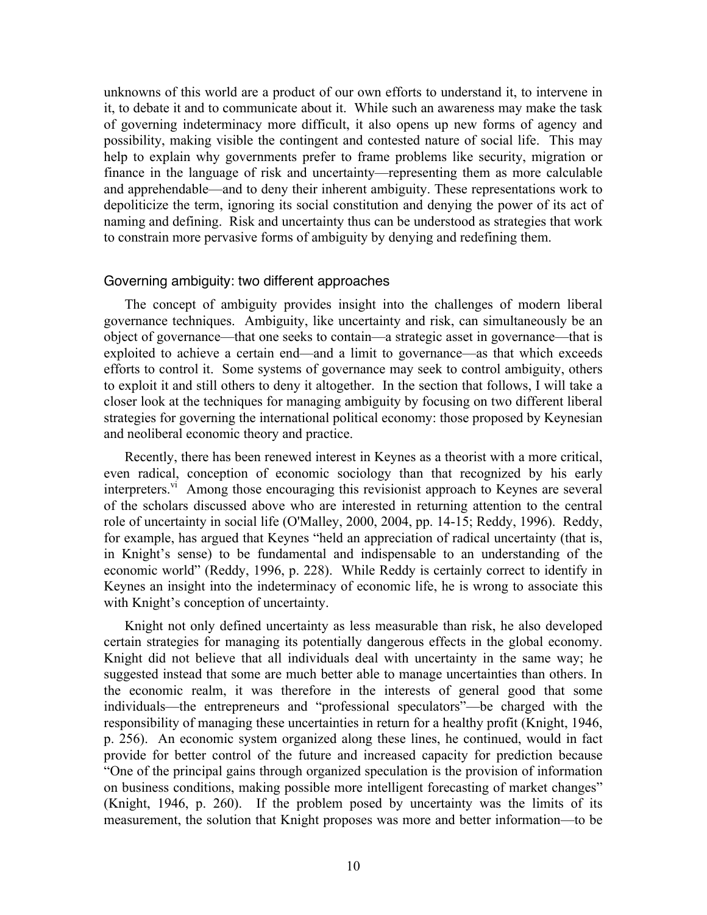unknowns of this world are a product of our own efforts to understand it, to intervene in it, to debate it and to communicate about it. While such an awareness may make the task of governing indeterminacy more difficult, it also opens up new forms of agency and possibility, making visible the contingent and contested nature of social life. This may help to explain why governments prefer to frame problems like security, migration or finance in the language of risk and uncertainty—representing them as more calculable and apprehendable—and to deny their inherent ambiguity. These representations work to depoliticize the term, ignoring its social constitution and denying the power of its act of naming and defining. Risk and uncertainty thus can be understood as strategies that work to constrain more pervasive forms of ambiguity by denying and redefining them.

## Governing ambiguity: two different approaches

The concept of ambiguity provides insight into the challenges of modern liberal governance techniques. Ambiguity, like uncertainty and risk, can simultaneously be an object of governance—that one seeks to contain—a strategic asset in governance—that is exploited to achieve a certain end—and a limit to governance—as that which exceeds efforts to control it. Some systems of governance may seek to control ambiguity, others to exploit it and still others to deny it altogether. In the section that follows, I will take a closer look at the techniques for managing ambiguity by focusing on two different liberal strategies for governing the international political economy: those proposed by Keynesian and neoliberal economic theory and practice.

Recently, there has been renewed interest in Keynes as a theorist with a more critical, even radical, conception of economic sociology than that recognized by his early interpreters.[vi] Among those encouraging this revisionist approach to Keynes are several of the scholars discussed above who are interested in returning attention to the central role of uncertainty in social life (O'Malley, 2000, 2004, pp. 14-15; Reddy, 1996). Reddy, for example, has argued that Keynes "held an appreciation of radical uncertainty (that is, in Knight's sense) to be fundamental and indispensable to an understanding of the economic world" (Reddy, 1996, p. 228). While Reddy is certainly correct to identify in Keynes an insight into the indeterminacy of economic life, he is wrong to associate this with Knight's conception of uncertainty.

Knight not only defined uncertainty as less measurable than risk, he also developed certain strategies for managing its potentially dangerous effects in the global economy. Knight did not believe that all individuals deal with uncertainty in the same way; he suggested instead that some are much better able to manage uncertainties than others. In the economic realm, it was therefore in the interests of general good that some individuals—the entrepreneurs and "professional speculators"—be charged with the responsibility of managing these uncertainties in return for a healthy profit (Knight, 1946, p. 256). An economic system organized along these lines, he continued, would in fact provide for better control of the future and increased capacity for prediction because "One of the principal gains through organized speculation is the provision of information on business conditions, making possible more intelligent forecasting of market changes" (Knight, 1946, p. 260). If the problem posed by uncertainty was the limits of its measurement, the solution that Knight proposes was more and better information—to be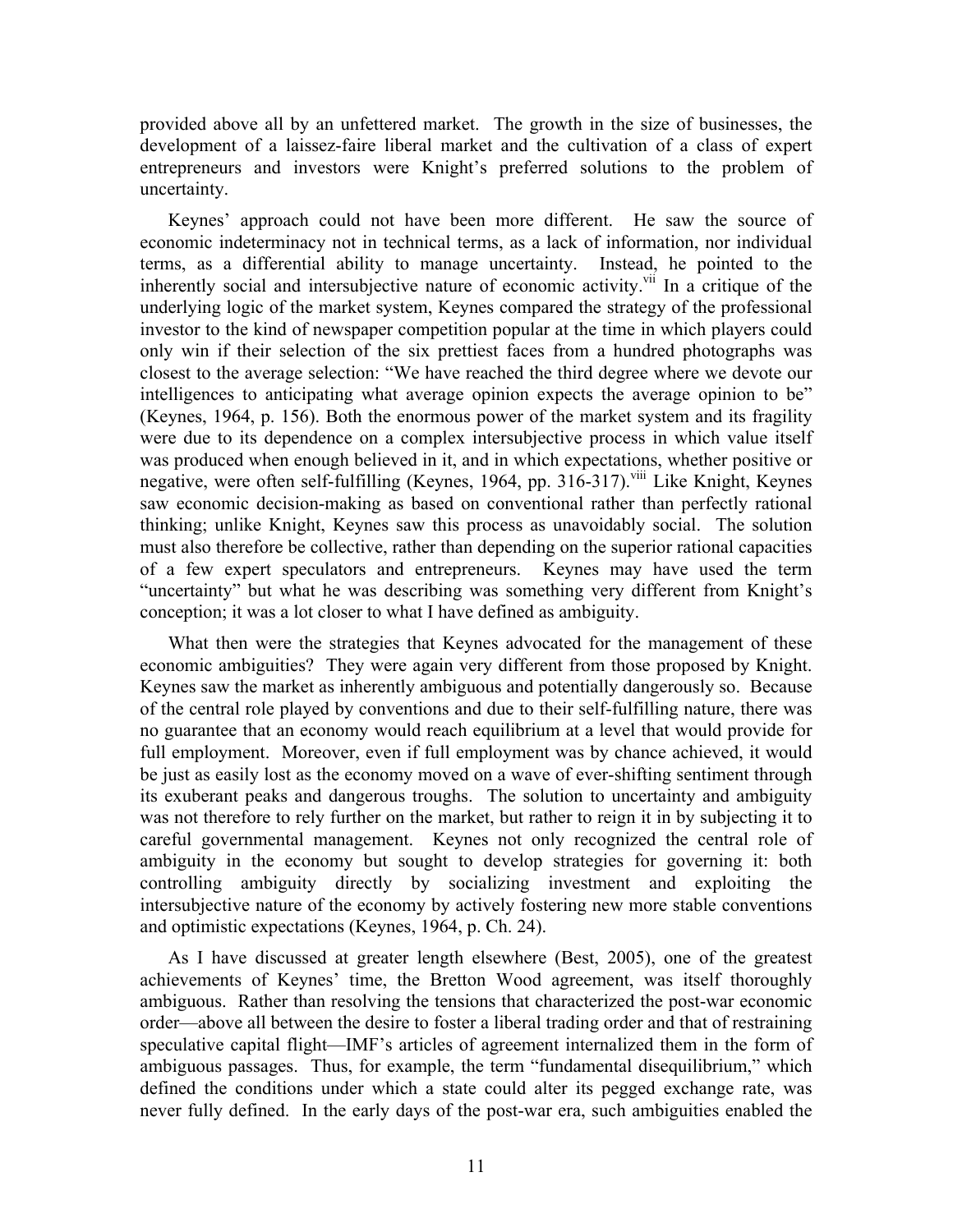provided above all by an unfettered market. The growth in the size of businesses, the development of a laissez-faire liberal market and the cultivation of a class of expert entrepreneurs and investors were Knight's preferred solutions to the problem of uncertainty.

Keynes' approach could not have been more different. He saw the source of economic indeterminacy not in technical terms, as a lack of information, nor individual terms, as a differential ability to manage uncertainty. Instead, he pointed to the inherently social and intersubjective nature of economic activity.[vii] In a critique of the underlying logic of the market system, Keynes compared the strategy of the professional investor to the kind of newspaper competition popular at the time in which players could only win if their selection of the six prettiest faces from a hundred photographs was closest to the average selection: "We have reached the third degree where we devote our intelligences to anticipating what average opinion expects the average opinion to be" (Keynes, 1964, p. 156). Both the enormous power of the market system and its fragility were due to its dependence on a complex intersubjective process in which value itself was produced when enough believed in it, and in which expectations, whether positive or negative, were often self-fulfilling (Keynes, 1964, pp. 316-317).[viii] Like Knight, Keynes saw economic decision-making as based on conventional rather than perfectly rational thinking; unlike Knight, Keynes saw this process as unavoidably social. The solution must also therefore be collective, rather than depending on the superior rational capacities of a few expert speculators and entrepreneurs. Keynes may have used the term "uncertainty" but what he was describing was something very different from Knight's conception; it was a lot closer to what I have defined as ambiguity.

What then were the strategies that Keynes advocated for the management of these economic ambiguities? They were again very different from those proposed by Knight. Keynes saw the market as inherently ambiguous and potentially dangerously so. Because of the central role played by conventions and due to their self-fulfilling nature, there was no guarantee that an economy would reach equilibrium at a level that would provide for full employment. Moreover, even if full employment was by chance achieved, it would be just as easily lost as the economy moved on a wave of ever-shifting sentiment through its exuberant peaks and dangerous troughs. The solution to uncertainty and ambiguity was not therefore to rely further on the market, but rather to reign it in by subjecting it to careful governmental management. Keynes not only recognized the central role of ambiguity in the economy but sought to develop strategies for governing it: both controlling ambiguity directly by socializing investment and exploiting the intersubjective nature of the economy by actively fostering new more stable conventions and optimistic expectations (Keynes, 1964, p. Ch. 24).

As I have discussed at greater length elsewhere (Best, 2005), one of the greatest achievements of Keynes' time, the Bretton Wood agreement, was itself thoroughly ambiguous. Rather than resolving the tensions that characterized the post-war economic order—above all between the desire to foster a liberal trading order and that of restraining speculative capital flight—IMF's articles of agreement internalized them in the form of ambiguous passages. Thus, for example, the term "fundamental disequilibrium," which defined the conditions under which a state could alter its pegged exchange rate, was never fully defined. In the early days of the post-war era, such ambiguities enabled the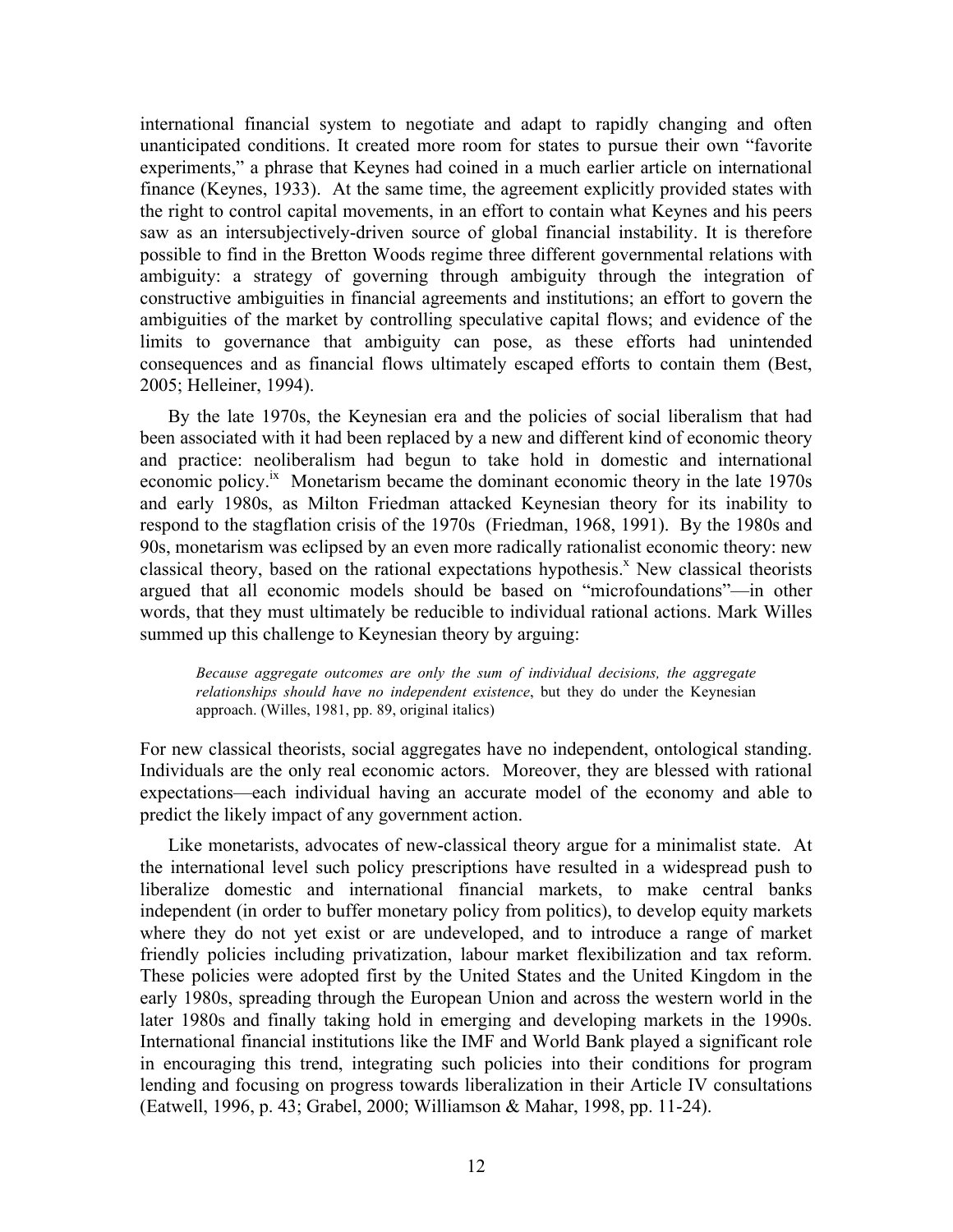international financial system to negotiate and adapt to rapidly changing and often unanticipated conditions. It created more room for states to pursue their own "favorite experiments," a phrase that Keynes had coined in a much earlier article on international finance (Keynes, 1933). At the same time, the agreement explicitly provided states with the right to control capital movements, in an effort to contain what Keynes and his peers saw as an intersubjectively-driven source of global financial instability. It is therefore possible to find in the Bretton Woods regime three different governmental relations with ambiguity: a strategy of governing through ambiguity through the integration of constructive ambiguities in financial agreements and institutions; an effort to govern the ambiguities of the market by controlling speculative capital flows; and evidence of the limits to governance that ambiguity can pose, as these efforts had unintended consequences and as financial flows ultimately escaped efforts to contain them (Best, 2005; Helleiner, 1994).

By the late 1970s, the Keynesian era and the policies of social liberalism that had been associated with it had been replaced by a new and different kind of economic theory and practice: neoliberalism had begun to take hold in domestic and international economic policy.[ix] Monetarism became the dominant economic theory in the late 1970s and early 1980s, as Milton Friedman attacked Keynesian theory for its inability to respond to the stagflation crisis of the 1970s (Friedman, 1968, 1991). By the 1980s and 90s, monetarism was eclipsed by an even more radically rationalist economic theory: new classical theory, based on the rational expectations hypothesis.[x] New classical theorists argued that all economic models should be based on "microfoundations"—in other words, that they must ultimately be reducible to individual rational actions. Mark Willes summed up this challenge to Keynesian theory by arguing:

> *Because aggregate outcomes are only the sum of individual decisions, the aggregate relationships should have no independent existence*, but they do under the Keynesian approach. (Willes, 1981, pp. 89, original italics)

For new classical theorists, social aggregates have no independent, ontological standing. Individuals are the only real economic actors. Moreover, they are blessed with rational expectations—each individual having an accurate model of the economy and able to predict the likely impact of any government action.

Like monetarists, advocates of new-classical theory argue for a minimalist state. At the international level such policy prescriptions have resulted in a widespread push to liberalize domestic and international financial markets, to make central banks independent (in order to buffer monetary policy from politics), to develop equity markets where they do not yet exist or are undeveloped, and to introduce a range of market friendly policies including privatization, labour market flexibilization and tax reform. These policies were adopted first by the United States and the United Kingdom in the early 1980s, spreading through the European Union and across the western world in the later 1980s and finally taking hold in emerging and developing markets in the 1990s. International financial institutions like the IMF and World Bank played a significant role in encouraging this trend, integrating such policies into their conditions for program lending and focusing on progress towards liberalization in their Article IV consultations (Eatwell, 1996, p. 43; Grabel, 2000; Williamson & Mahar, 1998, pp. 11-24).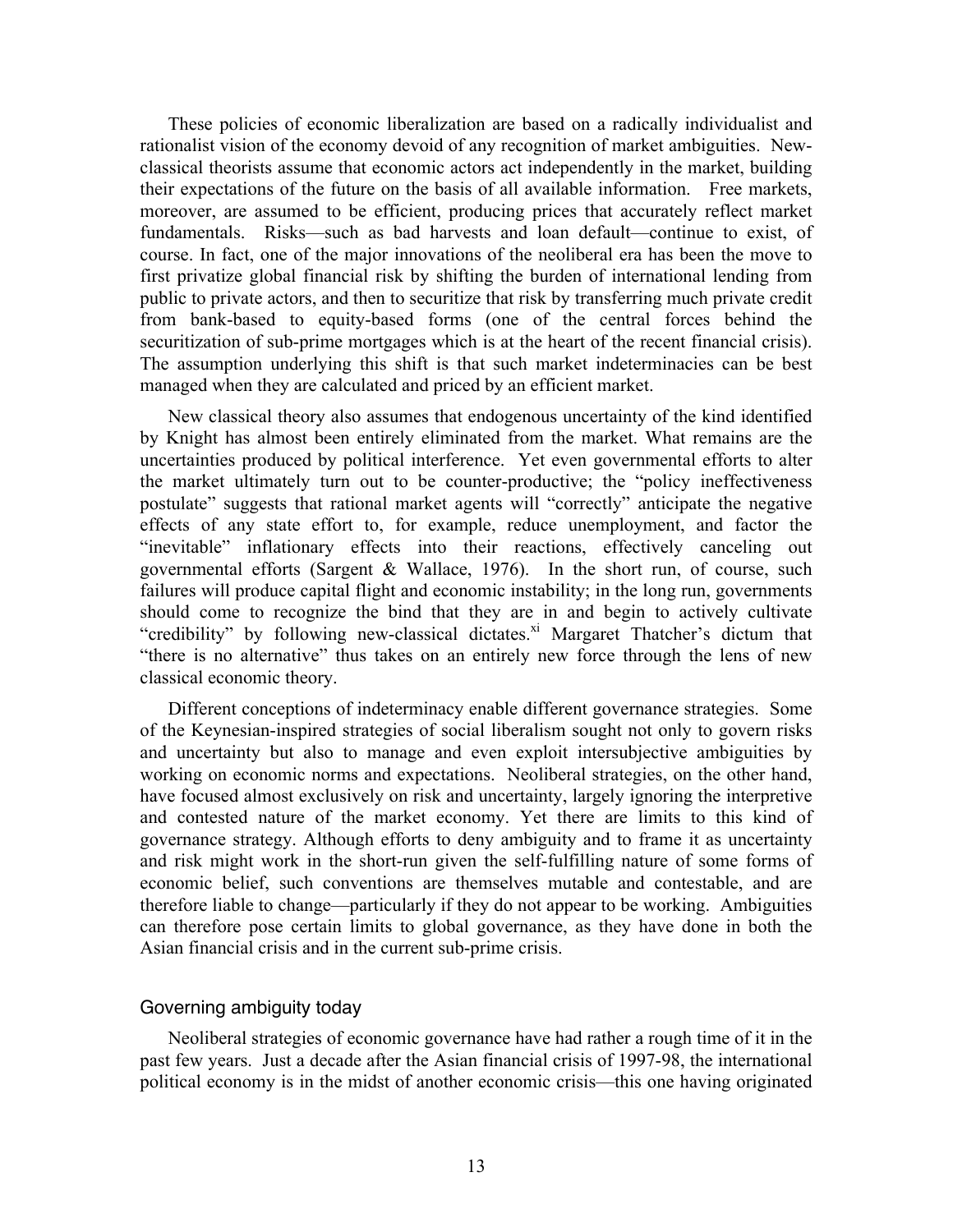These policies of economic liberalization are based on a radically individualist and rationalist vision of the economy devoid of any recognition of market ambiguities. New-classical theorists assume that economic actors act independently in the market, building their expectations of the future on the basis of all available information. Free markets, moreover, are assumed to be efficient, producing prices that accurately reflect market fundamentals. Risks—such as bad harvests and loan default—continue to exist, of course. In fact, one of the major innovations of the neoliberal era has been the move to first privatize global financial risk by shifting the burden of international lending from public to private actors, and then to securitize that risk by transferring much private credit from bank-based to equity-based forms (one of the central forces behind the securitization of sub-prime mortgages which is at the heart of the recent financial crisis). The assumption underlying this shift is that such market indeterminacies can be best managed when they are calculated and priced by an efficient market.

New classical theory also assumes that endogenous uncertainty of the kind identified by Knight has almost been entirely eliminated from the market. What remains are the uncertainties produced by political interference. Yet even governmental efforts to alter the market ultimately turn out to be counter-productive; the "policy ineffectiveness postulate" suggests that rational market agents will "correctly" anticipate the negative effects of any state effort to, for example, reduce unemployment, and factor the "inevitable" inflationary effects into their reactions, effectively canceling out governmental efforts (Sargent & Wallace, 1976). In the short run, of course, such failures will produce capital flight and economic instability; in the long run, governments should come to recognize the bind that they are in and begin to actively cultivate "credibility" by following new-classical dictates.[xi] Margaret Thatcher's dictum that "there is no alternative" thus takes on an entirely new force through the lens of new classical economic theory.

Different conceptions of indeterminacy enable different governance strategies. Some of the Keynesian-inspired strategies of social liberalism sought not only to govern risks and uncertainty but also to manage and even exploit intersubjective ambiguities by working on economic norms and expectations. Neoliberal strategies, on the other hand, have focused almost exclusively on risk and uncertainty, largely ignoring the interpretive and contested nature of the market economy. Yet there are limits to this kind of governance strategy. Although efforts to deny ambiguity and to frame it as uncertainty and risk might work in the short-run given the self-fulfilling nature of some forms of economic belief, such conventions are themselves mutable and contestable, and are therefore liable to change—particularly if they do not appear to be working. Ambiguities can therefore pose certain limits to global governance, as they have done in both the Asian financial crisis and in the current sub-prime crisis.

## Governing ambiguity today

Neoliberal strategies of economic governance have had rather a rough time of it in the past few years. Just a decade after the Asian financial crisis of 1997-98, the international political economy is in the midst of another economic crisis—this one having originated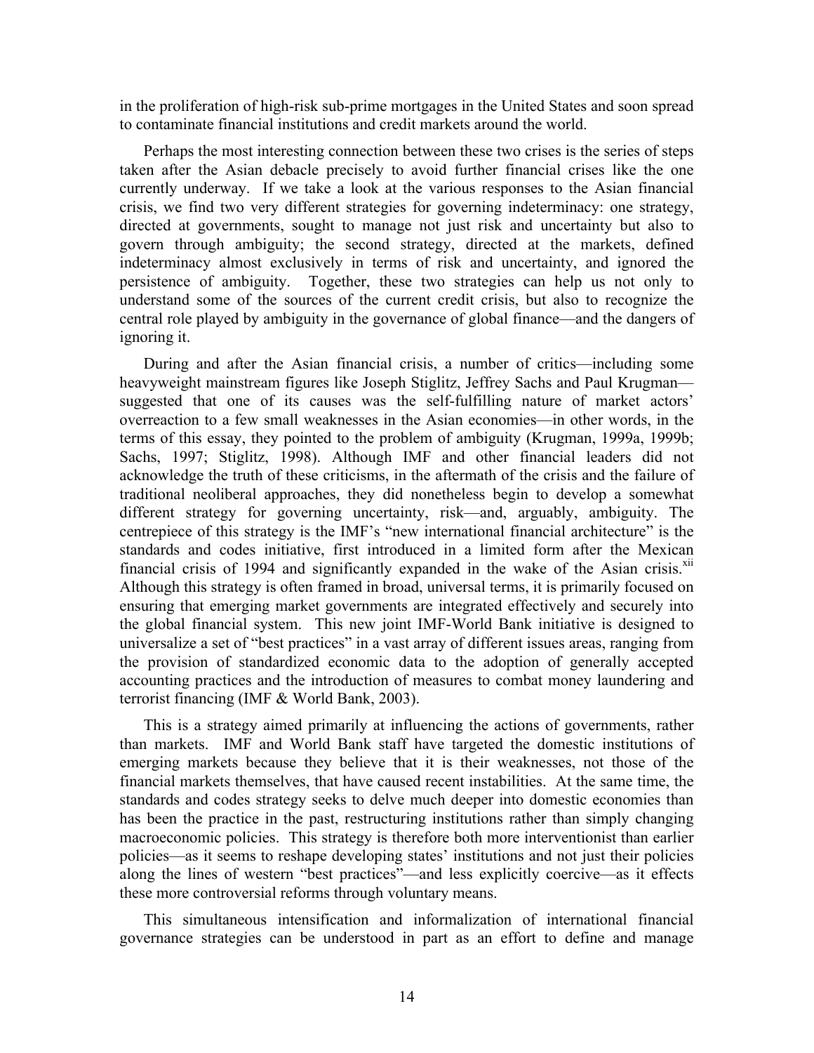in the proliferation of high-risk sub-prime mortgages in the United States and soon spread to contaminate financial institutions and credit markets around the world.

Perhaps the most interesting connection between these two crises is the series of steps taken after the Asian debacle precisely to avoid further financial crises like the one currently underway. If we take a look at the various responses to the Asian financial crisis, we find two very different strategies for governing indeterminacy: one strategy, directed at governments, sought to manage not just risk and uncertainty but also to govern through ambiguity; the second strategy, directed at the markets, defined indeterminacy almost exclusively in terms of risk and uncertainty, and ignored the persistence of ambiguity. Together, these two strategies can help us not only to understand some of the sources of the current credit crisis, but also to recognize the central role played by ambiguity in the governance of global finance—and the dangers of ignoring it.

During and after the Asian financial crisis, a number of critics—including some heavyweight mainstream figures like Joseph Stiglitz, Jeffrey Sachs and Paul Krugman—suggested that one of its causes was the self-fulfilling nature of market actors' overreaction to a few small weaknesses in the Asian economies—in other words, in the terms of this essay, they pointed to the problem of ambiguity (Krugman, 1999a, 1999b; Sachs, 1997; Stiglitz, 1998). Although IMF and other financial leaders did not acknowledge the truth of these criticisms, in the aftermath of the crisis and the failure of traditional neoliberal approaches, they did nonetheless begin to develop a somewhat different strategy for governing uncertainty, risk—and, arguably, ambiguity. The centrepiece of this strategy is the IMF's "new international financial architecture" is the standards and codes initiative, first introduced in a limited form after the Mexican financial crisis of 1994 and significantly expanded in the wake of the Asian crisis.[xii] Although this strategy is often framed in broad, universal terms, it is primarily focused on ensuring that emerging market governments are integrated effectively and securely into the global financial system. This new joint IMF-World Bank initiative is designed to universalize a set of "best practices" in a vast array of different issues areas, ranging from the provision of standardized economic data to the adoption of generally accepted accounting practices and the introduction of measures to combat money laundering and terrorist financing (IMF & World Bank, 2003).

This is a strategy aimed primarily at influencing the actions of governments, rather than markets. IMF and World Bank staff have targeted the domestic institutions of emerging markets because they believe that it is their weaknesses, not those of the financial markets themselves, that have caused recent instabilities. At the same time, the standards and codes strategy seeks to delve much deeper into domestic economies than has been the practice in the past, restructuring institutions rather than simply changing macroeconomic policies. This strategy is therefore both more interventionist than earlier policies—as it seems to reshape developing states' institutions and not just their policies along the lines of western "best practices"—and less explicitly coercive—as it effects these more controversial reforms through voluntary means.

This simultaneous intensification and informalization of international financial governance strategies can be understood in part as an effort to define and manage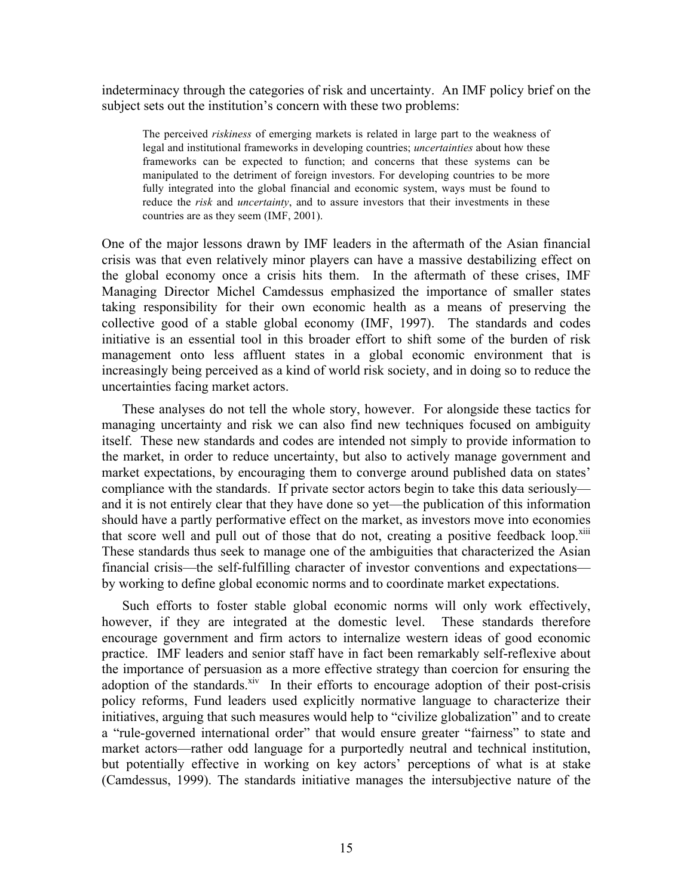indeterminacy through the categories of risk and uncertainty. An IMF policy brief on the subject sets out the institution's concern with these two problems:

> The perceived *riskiness* of emerging markets is related in large part to the weakness of legal and institutional frameworks in developing countries; *uncertainties* about how these frameworks can be expected to function; and concerns that these systems can be manipulated to the detriment of foreign investors. For developing countries to be more fully integrated into the global financial and economic system, ways must be found to reduce the *risk* and *uncertainty*, and to assure investors that their investments in these countries are as they seem (IMF, 2001).

One of the major lessons drawn by IMF leaders in the aftermath of the Asian financial crisis was that even relatively minor players can have a massive destabilizing effect on the global economy once a crisis hits them. In the aftermath of these crises, IMF Managing Director Michel Camdessus emphasized the importance of smaller states taking responsibility for their own economic health as a means of preserving the collective good of a stable global economy (IMF, 1997). The standards and codes initiative is an essential tool in this broader effort to shift some of the burden of risk management onto less affluent states in a global economic environment that is increasingly being perceived as a kind of world risk society, and in doing so to reduce the uncertainties facing market actors.

These analyses do not tell the whole story, however. For alongside these tactics for managing uncertainty and risk we can also find new techniques focused on ambiguity itself. These new standards and codes are intended not simply to provide information to the market, in order to reduce uncertainty, but also to actively manage government and market expectations, by encouraging them to converge around published data on states' compliance with the standards. If private sector actors begin to take this data seriously—and it is not entirely clear that they have done so yet—the publication of this information should have a partly performative effect on the market, as investors move into economies that score well and pull out of those that do not, creating a positive feedback loop.[xiii] These standards thus seek to manage one of the ambiguities that characterized the Asian financial crisis—the self-fulfilling character of investor conventions and expectations—by working to define global economic norms and to coordinate market expectations.

Such efforts to foster stable global economic norms will only work effectively, however, if they are integrated at the domestic level. These standards therefore encourage government and firm actors to internalize western ideas of good economic practice. IMF leaders and senior staff have in fact been remarkably self-reflexive about the importance of persuasion as a more effective strategy than coercion for ensuring the adoption of the standards.[xiv] In their efforts to encourage adoption of their post-crisis policy reforms, Fund leaders used explicitly normative language to characterize their initiatives, arguing that such measures would help to "civilize globalization" and to create a "rule-governed international order" that would ensure greater "fairness" to state and market actors—rather odd language for a purportedly neutral and technical institution, but potentially effective in working on key actors' perceptions of what is at stake (Camdessus, 1999). The standards initiative manages the intersubjective nature of the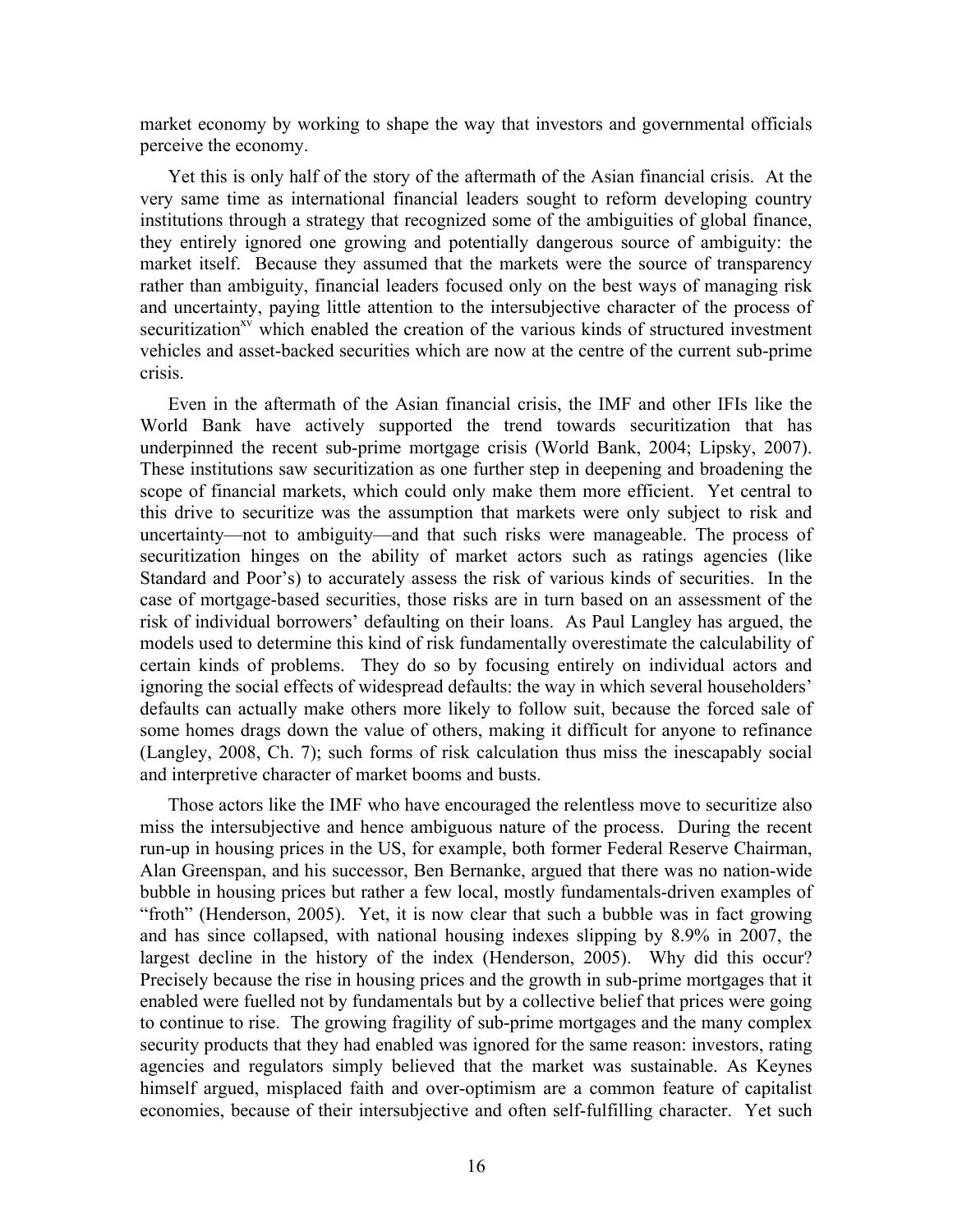market economy by working to shape the way that investors and governmental officials perceive the economy.

Yet this is only half of the story of the aftermath of the Asian financial crisis. At the very same time as international financial leaders sought to reform developing country institutions through a strategy that recognized some of the ambiguities of global finance, they entirely ignored one growing and potentially dangerous source of ambiguity: the market itself. Because they assumed that the markets were the source of transparency rather than ambiguity, financial leaders focused only on the best ways of managing risk and uncertainty, paying little attention to the intersubjective character of the process of securitization[xv] which enabled the creation of the various kinds of structured investment vehicles and asset-backed securities which are now at the centre of the current sub-prime crisis.

Even in the aftermath of the Asian financial crisis, the IMF and other IFIs like the World Bank have actively supported the trend towards securitization that has underpinned the recent sub-prime mortgage crisis (World Bank, 2004; Lipsky, 2007). These institutions saw securitization as one further step in deepening and broadening the scope of financial markets, which could only make them more efficient. Yet central to this drive to securitize was the assumption that markets were only subject to risk and uncertainty—not to ambiguity—and that such risks were manageable. The process of securitization hinges on the ability of market actors such as ratings agencies (like Standard and Poor's) to accurately assess the risk of various kinds of securities. In the case of mortgage-based securities, those risks are in turn based on an assessment of the risk of individual borrowers' defaulting on their loans. As Paul Langley has argued, the models used to determine this kind of risk fundamentally overestimate the calculability of certain kinds of problems. They do so by focusing entirely on individual actors and ignoring the social effects of widespread defaults: the way in which several householders' defaults can actually make others more likely to follow suit, because the forced sale of some homes drags down the value of others, making it difficult for anyone to refinance (Langley, 2008, Ch. 7); such forms of risk calculation thus miss the inescapably social and interpretive character of market booms and busts.

Those actors like the IMF who have encouraged the relentless move to securitize also miss the intersubjective and hence ambiguous nature of the process. During the recent run-up in housing prices in the US, for example, both former Federal Reserve Chairman, Alan Greenspan, and his successor, Ben Bernanke, argued that there was no nation-wide bubble in housing prices but rather a few local, mostly fundamentals-driven examples of "froth" (Henderson, 2005). Yet, it is now clear that such a bubble was in fact growing and has since collapsed, with national housing indexes slipping by 8.9% in 2007, the largest decline in the history of the index (Henderson, 2005). Why did this occur? Precisely because the rise in housing prices and the growth in sub-prime mortgages that it enabled were fuelled not by fundamentals but by a collective belief that prices were going to continue to rise. The growing fragility of sub-prime mortgages and the many complex security products that they had enabled was ignored for the same reason: investors, rating agencies and regulators simply believed that the market was sustainable. As Keynes himself argued, misplaced faith and over-optimism are a common feature of capitalist economies, because of their intersubjective and often self-fulfilling character. Yet such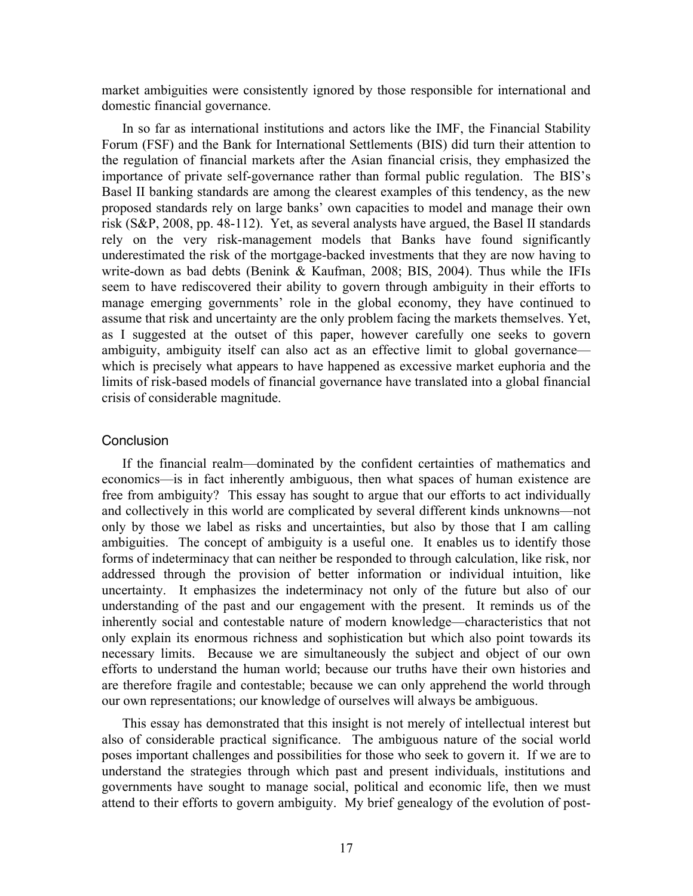market ambiguities were consistently ignored by those responsible for international and domestic financial governance.

In so far as international institutions and actors like the IMF, the Financial Stability Forum (FSF) and the Bank for International Settlements (BIS) did turn their attention to the regulation of financial markets after the Asian financial crisis, they emphasized the importance of private self-governance rather than formal public regulation. The BIS's Basel II banking standards are among the clearest examples of this tendency, as the new proposed standards rely on large banks' own capacities to model and manage their own risk (S&P, 2008, pp. 48-112). Yet, as several analysts have argued, the Basel II standards rely on the very risk-management models that Banks have found significantly underestimated the risk of the mortgage-backed investments that they are now having to write-down as bad debts (Benink & Kaufman, 2008; BIS, 2004). Thus while the IFIs seem to have rediscovered their ability to govern through ambiguity in their efforts to manage emerging governments' role in the global economy, they have continued to assume that risk and uncertainty are the only problem facing the markets themselves. Yet, as I suggested at the outset of this paper, however carefully one seeks to govern ambiguity, ambiguity itself can also act as an effective limit to global governance—which is precisely what appears to have happened as excessive market euphoria and the limits of risk-based models of financial governance have translated into a global financial crisis of considerable magnitude.

## Conclusion

If the financial realm—dominated by the confident certainties of mathematics and economics—is in fact inherently ambiguous, then what spaces of human existence are free from ambiguity? This essay has sought to argue that our efforts to act individually and collectively in this world are complicated by several different kinds unknowns—not only by those we label as risks and uncertainties, but also by those that I am calling ambiguities. The concept of ambiguity is a useful one. It enables us to identify those forms of indeterminacy that can neither be responded to through calculation, like risk, nor addressed through the provision of better information or individual intuition, like uncertainty. It emphasizes the indeterminacy not only of the future but also of our understanding of the past and our engagement with the present. It reminds us of the inherently social and contestable nature of modern knowledge—characteristics that not only explain its enormous richness and sophistication but which also point towards its necessary limits. Because we are simultaneously the subject and object of our own efforts to understand the human world; because our truths have their own histories and are therefore fragile and contestable; because we can only apprehend the world through our own representations; our knowledge of ourselves will always be ambiguous.

This essay has demonstrated that this insight is not merely of intellectual interest but also of considerable practical significance. The ambiguous nature of the social world poses important challenges and possibilities for those who seek to govern it. If we are to understand the strategies through which past and present individuals, institutions and governments have sought to manage social, political and economic life, then we must attend to their efforts to govern ambiguity. My brief genealogy of the evolution of post-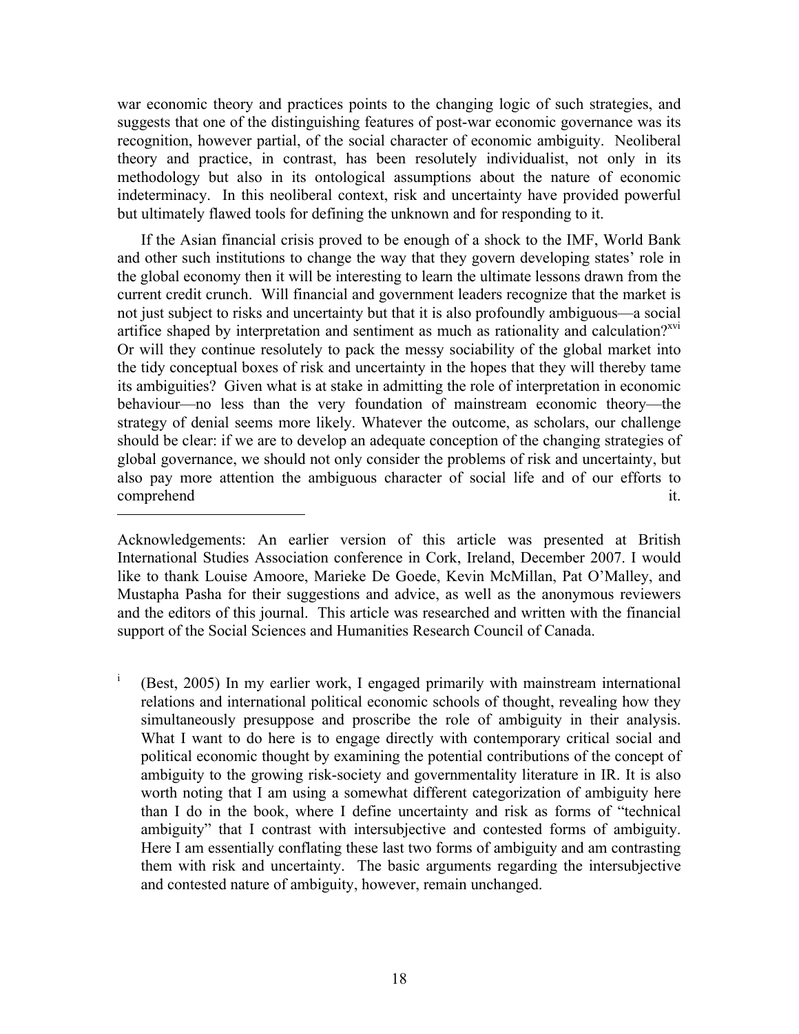war economic theory and practices points to the changing logic of such strategies, and suggests that one of the distinguishing features of post-war economic governance was its recognition, however partial, of the social character of economic ambiguity. Neoliberal theory and practice, in contrast, has been resolutely individualist, not only in its methodology but also in its ontological assumptions about the nature of economic indeterminacy. In this neoliberal context, risk and uncertainty have provided powerful but ultimately flawed tools for defining the unknown and for responding to it.

If the Asian financial crisis proved to be enough of a shock to the IMF, World Bank and other such institutions to change the way that they govern developing states' role in the global economy then it will be interesting to learn the ultimate lessons drawn from the current credit crunch. Will financial and government leaders recognize that the market is not just subject to risks and uncertainty but that it is also profoundly ambiguous—a social artifice shaped by interpretation and sentiment as much as rationality and calculation?[xvi] Or will they continue resolutely to pack the messy sociability of the global market into the tidy conceptual boxes of risk and uncertainty in the hopes that they will thereby tame its ambiguities? Given what is at stake in admitting the role of interpretation in economic behaviour—no less than the very foundation of mainstream economic theory—the strategy of denial seems more likely. Whatever the outcome, as scholars, our challenge should be clear: if we are to develop an adequate conception of the changing strategies of global governance, we should not only consider the problems of risk and uncertainty, but also pay more attention the ambiguous character of social life and of our efforts to comprehend it.

---

Acknowledgements: An earlier version of this article was presented at British International Studies Association conference in Cork, Ireland, December 2007. I would like to thank Louise Amoore, Marieke De Goede, Kevin McMillan, Pat O'Malley, and Mustapha Pasha for their suggestions and advice, as well as the anonymous reviewers and the editors of this journal. This article was researched and written with the financial support of the Social Sciences and Humanities Research Council of Canada.

[i] (Best, 2005) In my earlier work, I engaged primarily with mainstream international relations and international political economic schools of thought, revealing how they simultaneously presuppose and proscribe the role of ambiguity in their analysis. What I want to do here is to engage directly with contemporary critical social and political economic thought by examining the potential contributions of the concept of ambiguity to the growing risk-society and governmentality literature in IR. It is also worth noting that I am using a somewhat different categorization of ambiguity here than I do in the book, where I define uncertainty and risk as forms of "technical ambiguity" that I contrast with intersubjective and contested forms of ambiguity. Here I am essentially conflating these last two forms of ambiguity and am contrasting them with risk and uncertainty. The basic arguments regarding the intersubjective and contested nature of ambiguity, however, remain unchanged.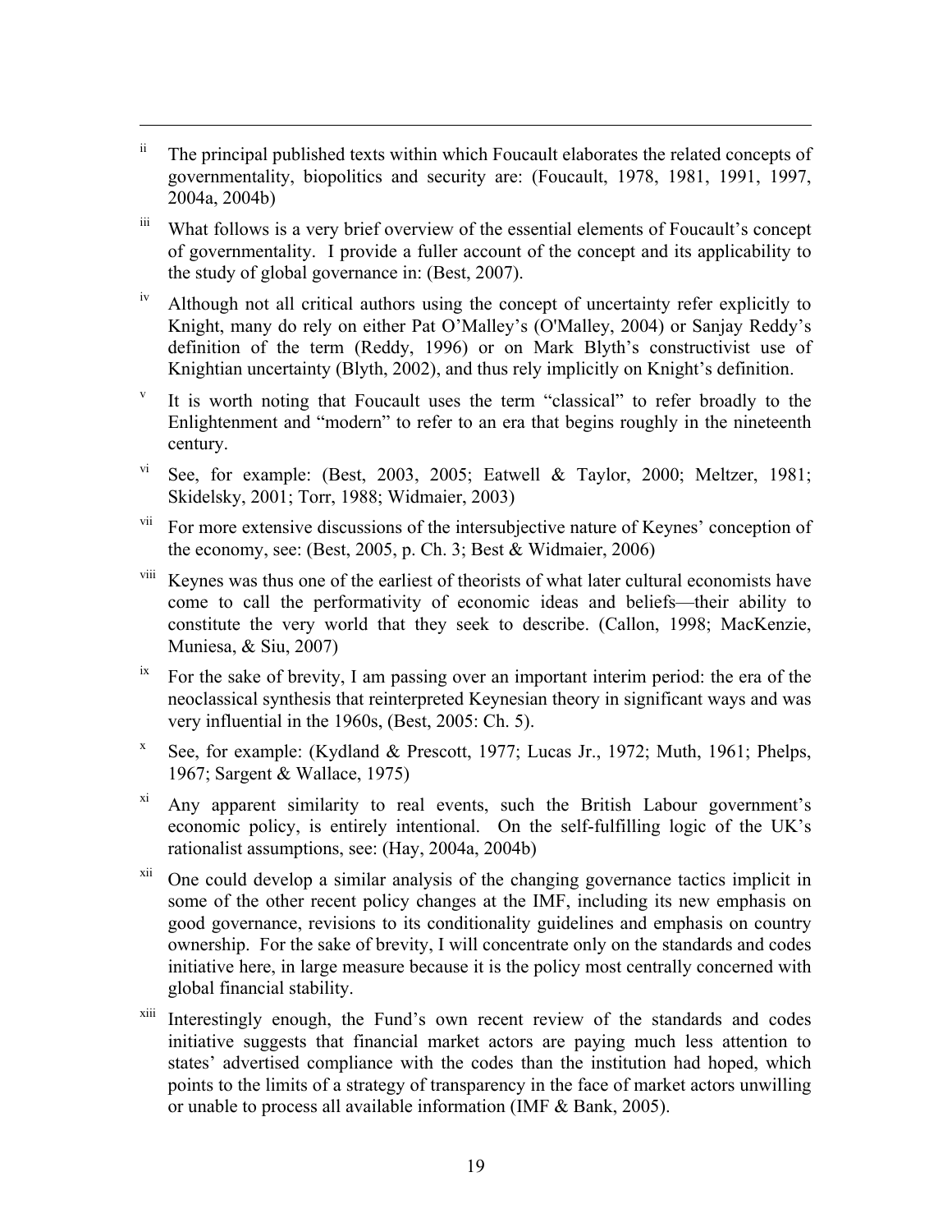[ii] The principal published texts within which Foucault elaborates the related concepts of governmentality, biopolitics and security are: (Foucault, 1978, 1981, 1991, 1997, 2004a, 2004b)

[iii] What follows is a very brief overview of the essential elements of Foucault's concept of governmentality. I provide a fuller account of the concept and its applicability to the study of global governance in: (Best, 2007).

[iv] Although not all critical authors using the concept of uncertainty refer explicitly to Knight, many do rely on either Pat O'Malley's (O'Malley, 2004) or Sanjay Reddy's definition of the term (Reddy, 1996) or on Mark Blyth's constructivist use of Knightian uncertainty (Blyth, 2002), and thus rely implicitly on Knight's definition.

[v] It is worth noting that Foucault uses the term "classical" to refer broadly to the Enlightenment and "modern" to refer to an era that begins roughly in the nineteenth century.

[vi] See, for example: (Best, 2003, 2005; Eatwell & Taylor, 2000; Meltzer, 1981; Skidelsky, 2001; Torr, 1988; Widmaier, 2003)

[vii] For more extensive discussions of the intersubjective nature of Keynes' conception of the economy, see: (Best, 2005, p. Ch. 3; Best & Widmaier, 2006)

[viii] Keynes was thus one of the earliest of theorists of what later cultural economists have come to call the performativity of economic ideas and beliefs—their ability to constitute the very world that they seek to describe. (Callon, 1998; MacKenzie, Muniesa, & Siu, 2007)

[ix] For the sake of brevity, I am passing over an important interim period: the era of the neoclassical synthesis that reinterpreted Keynesian theory in significant ways and was very influential in the 1960s, (Best, 2005: Ch. 5).

[x] See, for example: (Kydland & Prescott, 1977; Lucas Jr., 1972; Muth, 1961; Phelps, 1967; Sargent & Wallace, 1975)

[xi] Any apparent similarity to real events, such the British Labour government's economic policy, is entirely intentional. On the self-fulfilling logic of the UK's rationalist assumptions, see: (Hay, 2004a, 2004b)

[xii] One could develop a similar analysis of the changing governance tactics implicit in some of the other recent policy changes at the IMF, including its new emphasis on good governance, revisions to its conditionality guidelines and emphasis on country ownership. For the sake of brevity, I will concentrate only on the standards and codes initiative here, in large measure because it is the policy most centrally concerned with global financial stability.

[xiii] Interestingly enough, the Fund's own recent review of the standards and codes initiative suggests that financial market actors are paying much less attention to states' advertised compliance with the codes than the institution had hoped, which points to the limits of a strategy of transparency in the face of market actors unwilling or unable to process all available information (IMF & Bank, 2005).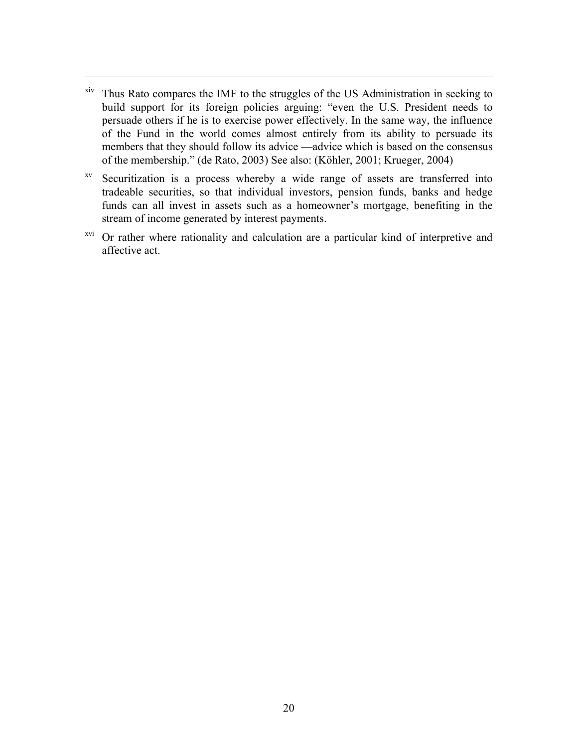[xiv] Thus Rato compares the IMF to the struggles of the US Administration in seeking to build support for its foreign policies arguing: "even the U.S. President needs to persuade others if he is to exercise power effectively. In the same way, the influence of the Fund in the world comes almost entirely from its ability to persuade its members that they should follow its advice —advice which is based on the consensus of the membership." (de Rato, 2003) See also: (Köhler, 2001; Krueger, 2004)

[xv] Securitization is a process whereby a wide range of assets are transferred into tradeable securities, so that individual investors, pension funds, banks and hedge funds can all invest in assets such as a homeowner's mortgage, benefiting in the stream of income generated by interest payments.

[xvi] Or rather where rationality and calculation are a particular kind of interpretive and affective act.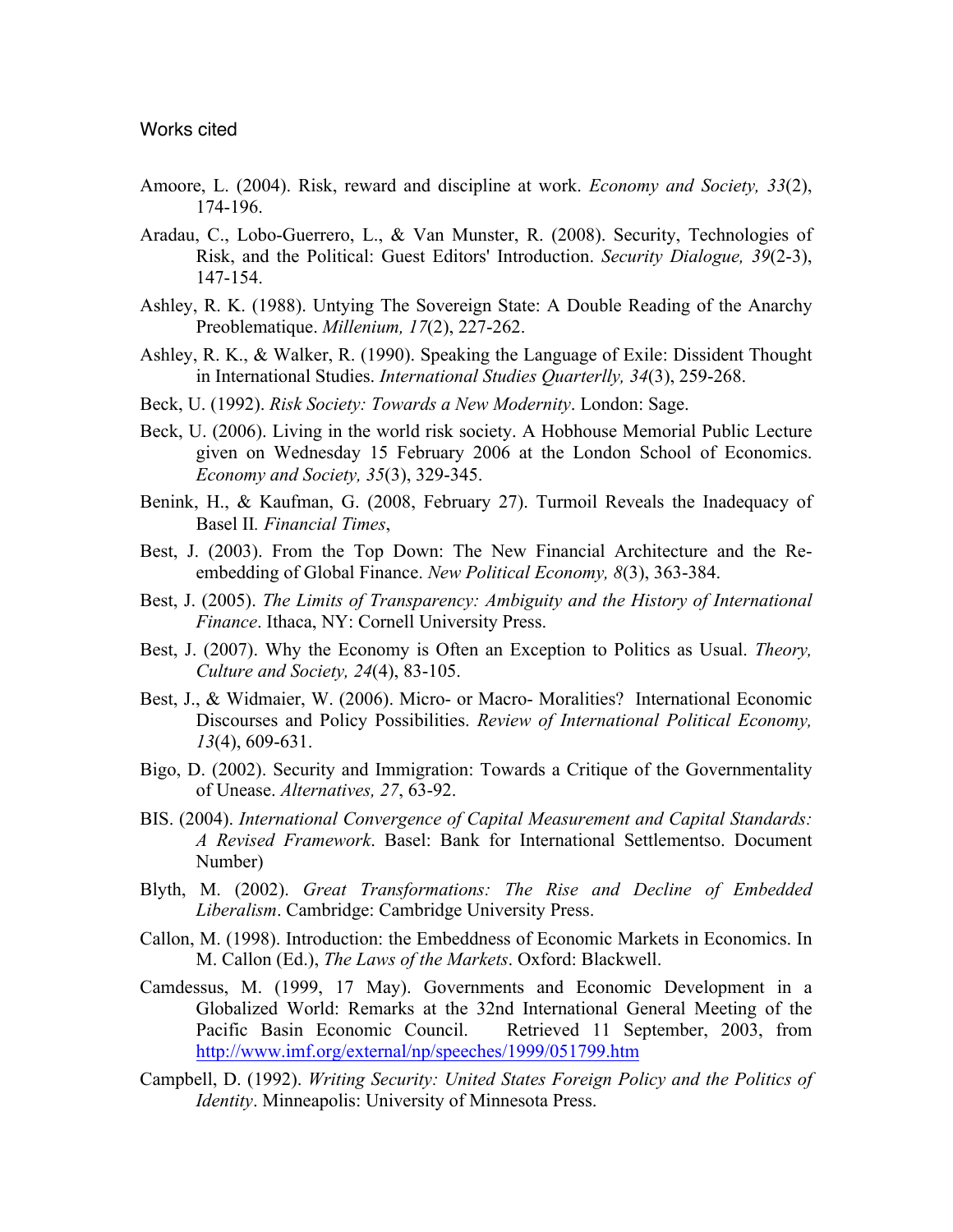Works cited

Amoore, L. (2004). Risk, reward and discipline at work. *Economy and Society, 33*(2), 174-196.

Aradau, C., Lobo-Guerrero, L., & Van Munster, R. (2008). Security, Technologies of Risk, and the Political: Guest Editors' Introduction. *Security Dialogue, 39*(2-3), 147-154.

Ashley, R. K. (1988). Untying The Sovereign State: A Double Reading of the Anarchy Preoblematique. *Millenium, 17*(2), 227-262.

Ashley, R. K., & Walker, R. (1990). Speaking the Language of Exile: Dissident Thought in International Studies. *International Studies Quarterlly, 34*(3), 259-268.

Beck, U. (1992). *Risk Society: Towards a New Modernity*. London: Sage.

Beck, U. (2006). Living in the world risk society. A Hobhouse Memorial Public Lecture given on Wednesday 15 February 2006 at the London School of Economics. *Economy and Society, 35*(3), 329-345.

Benink, H., & Kaufman, G. (2008, February 27). Turmoil Reveals the Inadequacy of Basel II. *Financial Times*,

Best, J. (2003). From the Top Down: The New Financial Architecture and the Re-embedding of Global Finance. *New Political Economy, 8*(3), 363-384.

Best, J. (2005). *The Limits of Transparency: Ambiguity and the History of International Finance*. Ithaca, NY: Cornell University Press.

Best, J. (2007). Why the Economy is Often an Exception to Politics as Usual. *Theory, Culture and Society, 24*(4), 83-105.

Best, J., & Widmaier, W. (2006). Micro- or Macro- Moralities? International Economic Discourses and Policy Possibilities. *Review of International Political Economy, 13*(4), 609-631.

Bigo, D. (2002). Security and Immigration: Towards a Critique of the Governmentality of Unease. *Alternatives, 27*, 63-92.

BIS. (2004). *International Convergence of Capital Measurement and Capital Standards: A Revised Framework*. Basel: Bank for International Settlementso. Document Number)

Blyth, M. (2002). *Great Transformations: The Rise and Decline of Embedded Liberalism*. Cambridge: Cambridge University Press.

Callon, M. (1998). Introduction: the Embeddness of Economic Markets in Economics. In M. Callon (Ed.), *The Laws of the Markets*. Oxford: Blackwell.

Camdessus, M. (1999, 17 May). Governments and Economic Development in a Globalized World: Remarks at the 32nd International General Meeting of the Pacific Basin Economic Council. Retrieved 11 September, 2003, from http://www.imf.org/external/np/speeches/1999/051799.htm

Campbell, D. (1992). *Writing Security: United States Foreign Policy and the Politics of Identity*. Minneapolis: University of Minnesota Press.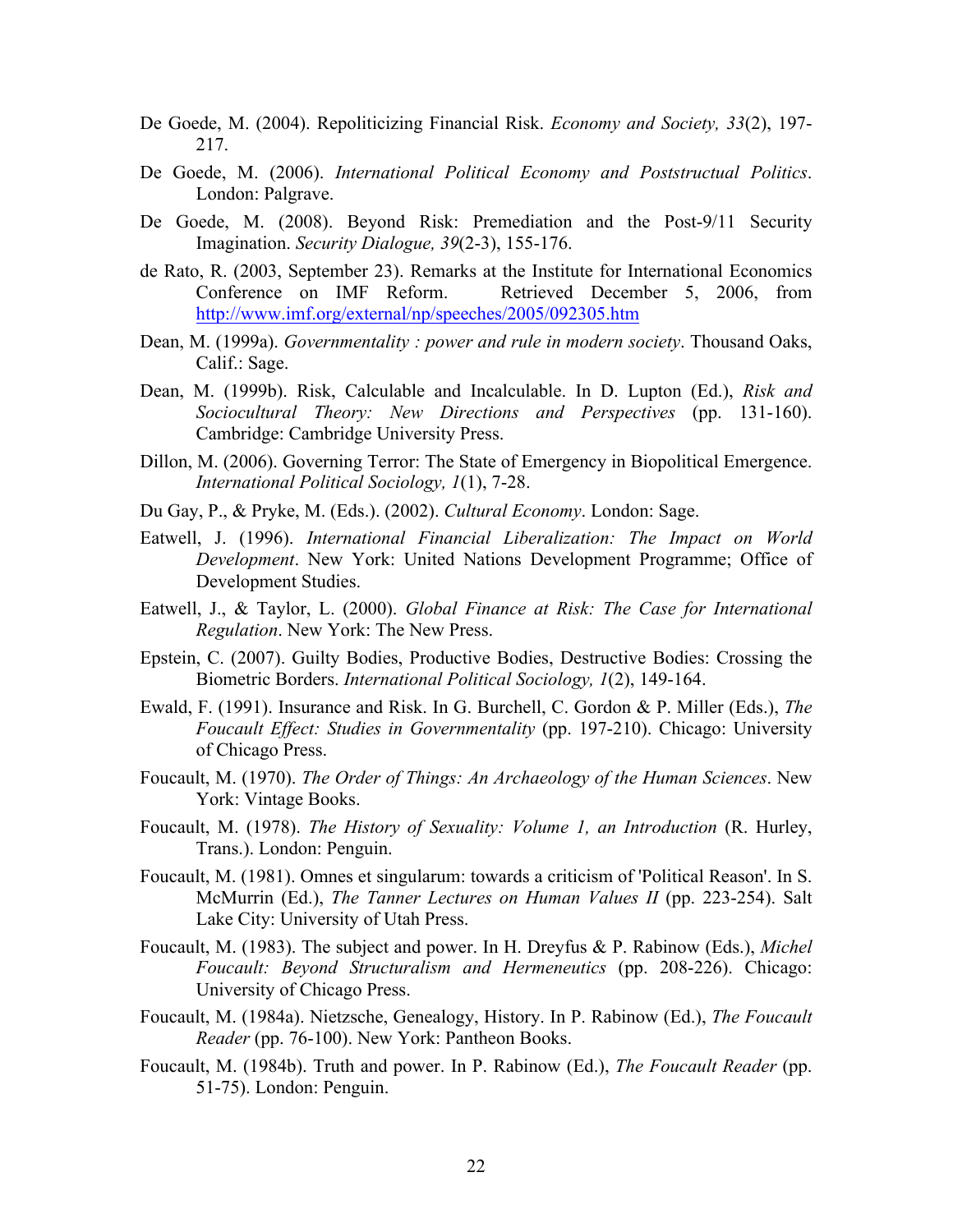De Goede, M. (2004). Repoliticizing Financial Risk. *Economy and Society, 33*(2), 197-217.

De Goede, M. (2006). *International Political Economy and Poststructual Politics*. London: Palgrave.

De Goede, M. (2008). Beyond Risk: Premediation and the Post-9/11 Security Imagination. *Security Dialogue, 39*(2-3), 155-176.

de Rato, R. (2003, September 23). Remarks at the Institute for International Economics Conference on IMF Reform. Retrieved December 5, 2006, from http://www.imf.org/external/np/speeches/2005/092305.htm

Dean, M. (1999a). *Governmentality : power and rule in modern society*. Thousand Oaks, Calif.: Sage.

Dean, M. (1999b). Risk, Calculable and Incalculable. In D. Lupton (Ed.), *Risk and Sociocultural Theory: New Directions and Perspectives* (pp. 131-160). Cambridge: Cambridge University Press.

Dillon, M. (2006). Governing Terror: The State of Emergency in Biopolitical Emergence. *International Political Sociology, 1*(1), 7-28.

Du Gay, P., & Pryke, M. (Eds.). (2002). *Cultural Economy*. London: Sage.

Eatwell, J. (1996). *International Financial Liberalization: The Impact on World Development*. New York: United Nations Development Programme; Office of Development Studies.

Eatwell, J., & Taylor, L. (2000). *Global Finance at Risk: The Case for International Regulation*. New York: The New Press.

Epstein, C. (2007). Guilty Bodies, Productive Bodies, Destructive Bodies: Crossing the Biometric Borders. *International Political Sociology, 1*(2), 149-164.

Ewald, F. (1991). Insurance and Risk. In G. Burchell, C. Gordon & P. Miller (Eds.), *The Foucault Effect: Studies in Governmentality* (pp. 197-210). Chicago: University of Chicago Press.

Foucault, M. (1970). *The Order of Things: An Archaeology of the Human Sciences*. New York: Vintage Books.

Foucault, M. (1978). *The History of Sexuality: Volume 1, an Introduction* (R. Hurley, Trans.). London: Penguin.

Foucault, M. (1981). Omnes et singularum: towards a criticism of 'Political Reason'. In S. McMurrin (Ed.), *The Tanner Lectures on Human Values II* (pp. 223-254). Salt Lake City: University of Utah Press.

Foucault, M. (1983). The subject and power. In H. Dreyfus & P. Rabinow (Eds.), *Michel Foucault: Beyond Structuralism and Hermeneutics* (pp. 208-226). Chicago: University of Chicago Press.

Foucault, M. (1984a). Nietzsche, Genealogy, History. In P. Rabinow (Ed.), *The Foucault Reader* (pp. 76-100). New York: Pantheon Books.

Foucault, M. (1984b). Truth and power. In P. Rabinow (Ed.), *The Foucault Reader* (pp. 51-75). London: Penguin.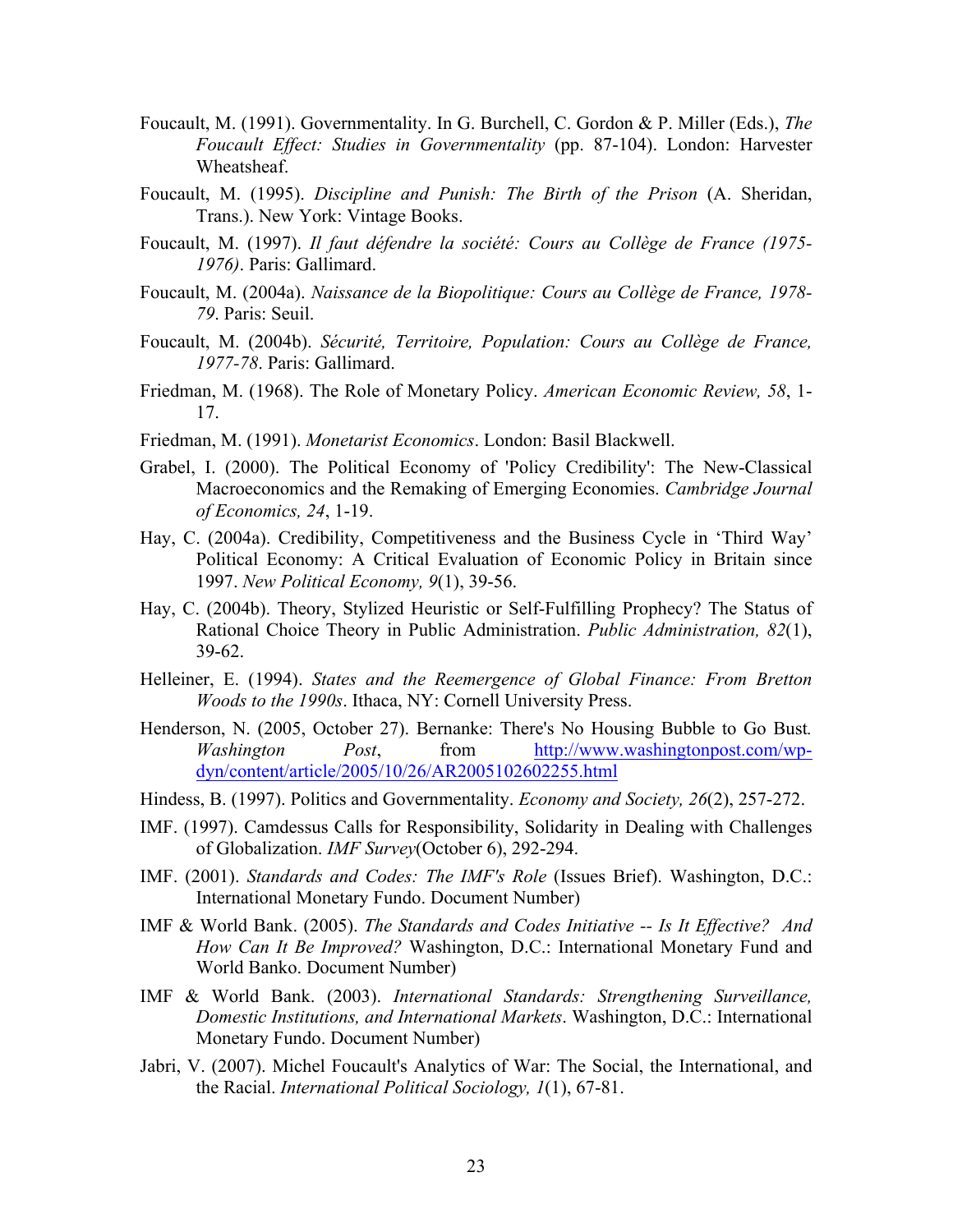Foucault, M. (1991). Governmentality. In G. Burchell, C. Gordon & P. Miller (Eds.), *The Foucault Effect: Studies in Governmentality* (pp. 87-104). London: Harvester Wheatsheaf.

Foucault, M. (1995). *Discipline and Punish: The Birth of the Prison* (A. Sheridan, Trans.). New York: Vintage Books.

Foucault, M. (1997). *Il faut défendre la société: Cours au Collège de France (1975-1976)*. Paris: Gallimard.

Foucault, M. (2004a). *Naissance de la Biopolitique: Cours au Collège de France, 1978-79*. Paris: Seuil.

Foucault, M. (2004b). *Sécurité, Territoire, Population: Cours au Collège de France, 1977-78*. Paris: Gallimard.

Friedman, M. (1968). The Role of Monetary Policy. *American Economic Review, 58*, 1-17.

Friedman, M. (1991). *Monetarist Economics*. London: Basil Blackwell.

Grabel, I. (2000). The Political Economy of 'Policy Credibility': The New-Classical Macroeconomics and the Remaking of Emerging Economies. *Cambridge Journal of Economics, 24*, 1-19.

Hay, C. (2004a). Credibility, Competitiveness and the Business Cycle in 'Third Way' Political Economy: A Critical Evaluation of Economic Policy in Britain since 1997. *New Political Economy, 9*(1), 39-56.

Hay, C. (2004b). Theory, Stylized Heuristic or Self-Fulfilling Prophecy? The Status of Rational Choice Theory in Public Administration. *Public Administration, 82*(1), 39-62.

Helleiner, E. (1994). *States and the Reemergence of Global Finance: From Bretton Woods to the 1990s*. Ithaca, NY: Cornell University Press.

Henderson, N. (2005, October 27). Bernanke: There's No Housing Bubble to Go Bust. *Washington Post*, from http://www.washingtonpost.com/wp-dyn/content/article/2005/10/26/AR2005102602255.html

Hindess, B. (1997). Politics and Governmentality. *Economy and Society, 26*(2), 257-272.

IMF. (1997). Camdessus Calls for Responsibility, Solidarity in Dealing with Challenges of Globalization. *IMF Survey*(October 6), 292-294.

IMF. (2001). *Standards and Codes: The IMF's Role* (Issues Brief). Washington, D.C.: International Monetary Fundo. Document Number)

IMF & World Bank. (2005). *The Standards and Codes Initiative -- Is It Effective? And How Can It Be Improved?* Washington, D.C.: International Monetary Fund and World Banko. Document Number)

IMF & World Bank. (2003). *International Standards: Strengthening Surveillance, Domestic Institutions, and International Markets*. Washington, D.C.: International Monetary Fundo. Document Number)

Jabri, V. (2007). Michel Foucault's Analytics of War: The Social, the International, and the Racial. *International Political Sociology, 1*(1), 67-81.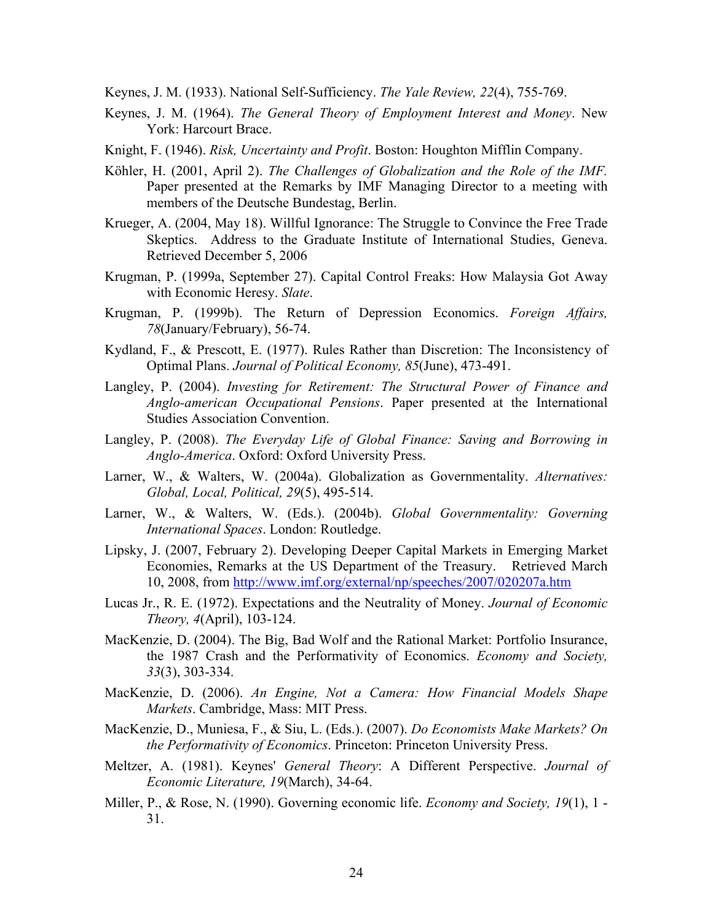Keynes, J. M. (1933). National Self-Sufficiency. *The Yale Review, 22*(4), 755-769.

Keynes, J. M. (1964). *The General Theory of Employment Interest and Money*. New York: Harcourt Brace.

Knight, F. (1946). *Risk, Uncertainty and Profit*. Boston: Houghton Mifflin Company.

Köhler, H. (2001, April 2). *The Challenges of Globalization and the Role of the IMF.* Paper presented at the Remarks by IMF Managing Director to a meeting with members of the Deutsche Bundestag, Berlin.

Krueger, A. (2004, May 18). Willful Ignorance: The Struggle to Convince the Free Trade Skeptics. Address to the Graduate Institute of International Studies, Geneva. Retrieved December 5, 2006

Krugman, P. (1999a, September 27). Capital Control Freaks: How Malaysia Got Away with Economic Heresy. *Slate*.

Krugman, P. (1999b). The Return of Depression Economics. *Foreign Affairs, 78*(January/February), 56-74.

Kydland, F., & Prescott, E. (1977). Rules Rather than Discretion: The Inconsistency of Optimal Plans. *Journal of Political Economy, 85*(June), 473-491.

Langley, P. (2004). *Investing for Retirement: The Structural Power of Finance and Anglo-american Occupational Pensions*. Paper presented at the International Studies Association Convention.

Langley, P. (2008). *The Everyday Life of Global Finance: Saving and Borrowing in Anglo-America*. Oxford: Oxford University Press.

Larner, W., & Walters, W. (2004a). Globalization as Governmentality. *Alternatives: Global, Local, Political, 29*(5), 495-514.

Larner, W., & Walters, W. (Eds.). (2004b). *Global Governmentality: Governing International Spaces*. London: Routledge.

Lipsky, J. (2007, February 2). Developing Deeper Capital Markets in Emerging Market Economies, Remarks at the US Department of the Treasury. Retrieved March 10, 2008, from http://www.imf.org/external/np/speeches/2007/020207a.htm

Lucas Jr., R. E. (1972). Expectations and the Neutrality of Money. *Journal of Economic Theory, 4*(April), 103-124.

MacKenzie, D. (2004). The Big, Bad Wolf and the Rational Market: Portfolio Insurance, the 1987 Crash and the Performativity of Economics. *Economy and Society, 33*(3), 303-334.

MacKenzie, D. (2006). *An Engine, Not a Camera: How Financial Models Shape Markets*. Cambridge, Mass: MIT Press.

MacKenzie, D., Muniesa, F., & Siu, L. (Eds.). (2007). *Do Economists Make Markets? On the Performativity of Economics*. Princeton: Princeton University Press.

Meltzer, A. (1981). Keynes' *General Theory*: A Different Perspective. *Journal of Economic Literature, 19*(March), 34-64.

Miller, P., & Rose, N. (1990). Governing economic life. *Economy and Society, 19*(1), 1 - 31.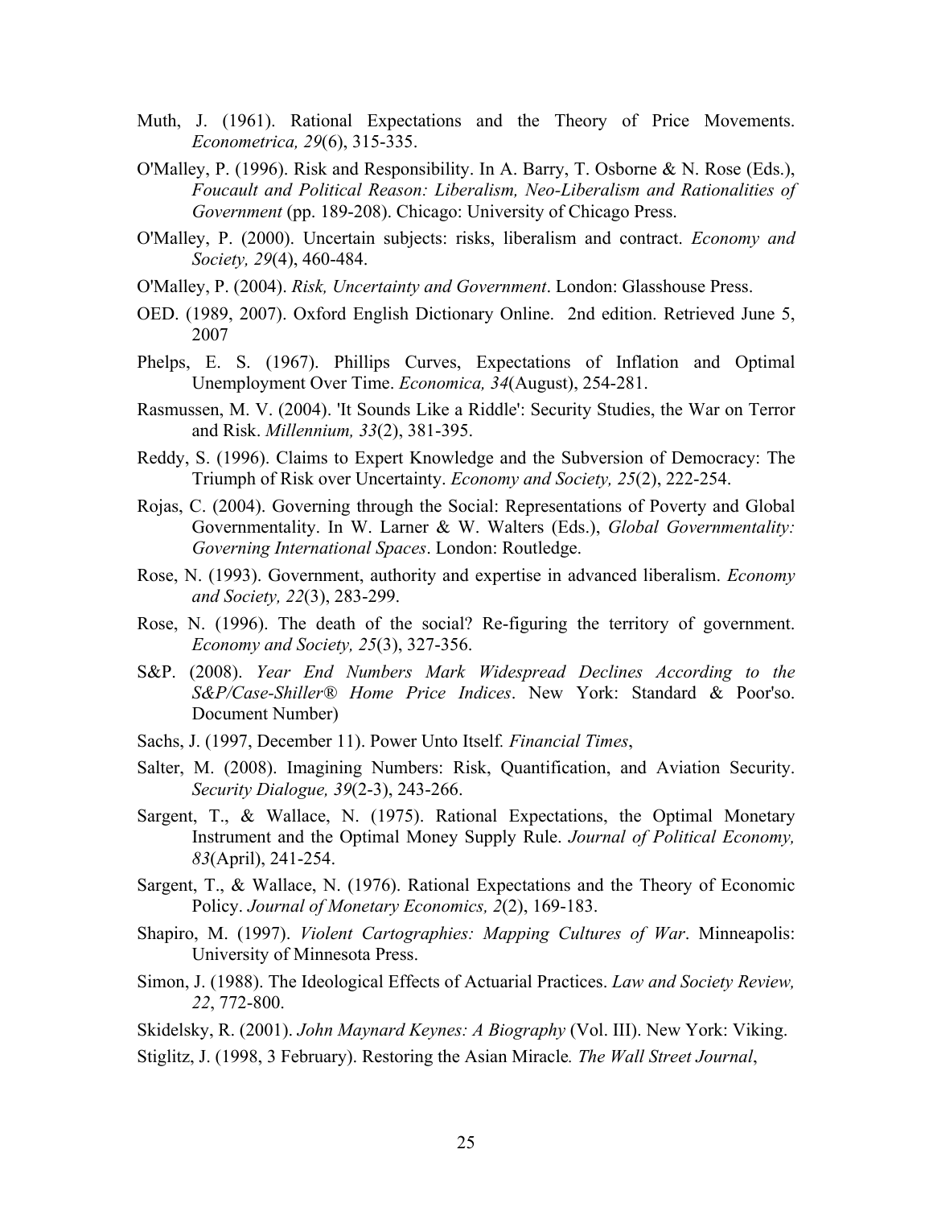Muth, J. (1961). Rational Expectations and the Theory of Price Movements. *Econometrica, 29*(6), 315-335.

O'Malley, P. (1996). Risk and Responsibility. In A. Barry, T. Osborne & N. Rose (Eds.), *Foucault and Political Reason: Liberalism, Neo-Liberalism and Rationalities of Government* (pp. 189-208). Chicago: University of Chicago Press.

O'Malley, P. (2000). Uncertain subjects: risks, liberalism and contract. *Economy and Society, 29*(4), 460-484.

O'Malley, P. (2004). *Risk, Uncertainty and Government*. London: Glasshouse Press.

OED. (1989, 2007). Oxford English Dictionary Online. 2nd edition. Retrieved June 5, 2007

Phelps, E. S. (1967). Phillips Curves, Expectations of Inflation and Optimal Unemployment Over Time. *Economica, 34*(August), 254-281.

Rasmussen, M. V. (2004). 'It Sounds Like a Riddle': Security Studies, the War on Terror and Risk. *Millennium, 33*(2), 381-395.

Reddy, S. (1996). Claims to Expert Knowledge and the Subversion of Democracy: The Triumph of Risk over Uncertainty. *Economy and Society, 25*(2), 222-254.

Rojas, C. (2004). Governing through the Social: Representations of Poverty and Global Governmentality. In W. Larner & W. Walters (Eds.), *Global Governmentality: Governing International Spaces*. London: Routledge.

Rose, N. (1993). Government, authority and expertise in advanced liberalism. *Economy and Society, 22*(3), 283-299.

Rose, N. (1996). The death of the social? Re-figuring the territory of government. *Economy and Society, 25*(3), 327-356.

S&P. (2008). *Year End Numbers Mark Widespread Declines According to the S&P/Case-Shiller® Home Price Indices*. New York: Standard & Poor'so. Document Number)

Sachs, J. (1997, December 11). Power Unto Itself. *Financial Times*,

Salter, M. (2008). Imagining Numbers: Risk, Quantification, and Aviation Security. *Security Dialogue, 39*(2-3), 243-266.

Sargent, T., & Wallace, N. (1975). Rational Expectations, the Optimal Monetary Instrument and the Optimal Money Supply Rule. *Journal of Political Economy, 83*(April), 241-254.

Sargent, T., & Wallace, N. (1976). Rational Expectations and the Theory of Economic Policy. *Journal of Monetary Economics, 2*(2), 169-183.

Shapiro, M. (1997). *Violent Cartographies: Mapping Cultures of War*. Minneapolis: University of Minnesota Press.

Simon, J. (1988). The Ideological Effects of Actuarial Practices. *Law and Society Review, 22*, 772-800.

Skidelsky, R. (2001). *John Maynard Keynes: A Biography* (Vol. III). New York: Viking.

Stiglitz, J. (1998, 3 February). Restoring the Asian Miracle*. The Wall Street Journal*,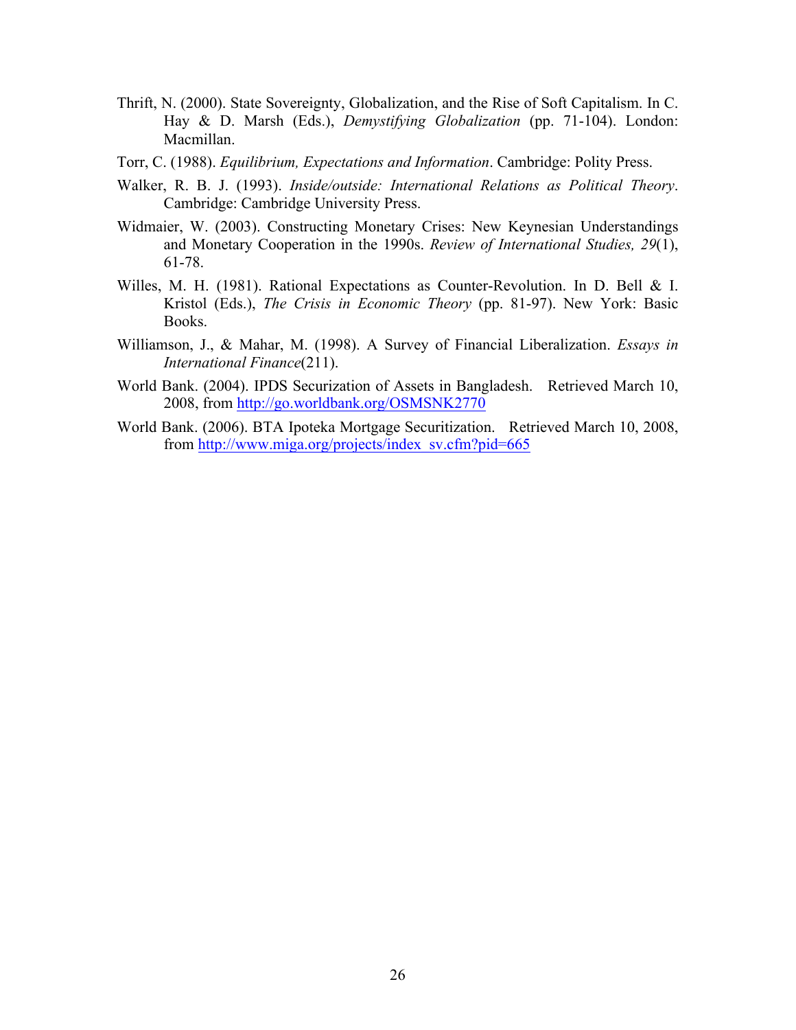Thrift, N. (2000). State Sovereignty, Globalization, and the Rise of Soft Capitalism. In C. Hay & D. Marsh (Eds.), *Demystifying Globalization* (pp. 71-104). London: Macmillan.

Torr, C. (1988). *Equilibrium, Expectations and Information*. Cambridge: Polity Press.

Walker, R. B. J. (1993). *Inside/outside: International Relations as Political Theory*. Cambridge: Cambridge University Press.

Widmaier, W. (2003). Constructing Monetary Crises: New Keynesian Understandings and Monetary Cooperation in the 1990s. *Review of International Studies, 29*(1), 61-78.

Willes, M. H. (1981). Rational Expectations as Counter-Revolution. In D. Bell & I. Kristol (Eds.), *The Crisis in Economic Theory* (pp. 81-97). New York: Basic Books.

Williamson, J., & Mahar, M. (1998). A Survey of Financial Liberalization. *Essays in International Finance*(211).

World Bank. (2004). IPDS Securization of Assets in Bangladesh. Retrieved March 10, 2008, from http://go.worldbank.org/OSMSNK2770

World Bank. (2006). BTA Ipoteka Mortgage Securitization. Retrieved March 10, 2008, from http://www.miga.org/projects/index_sv.cfm?pid=665